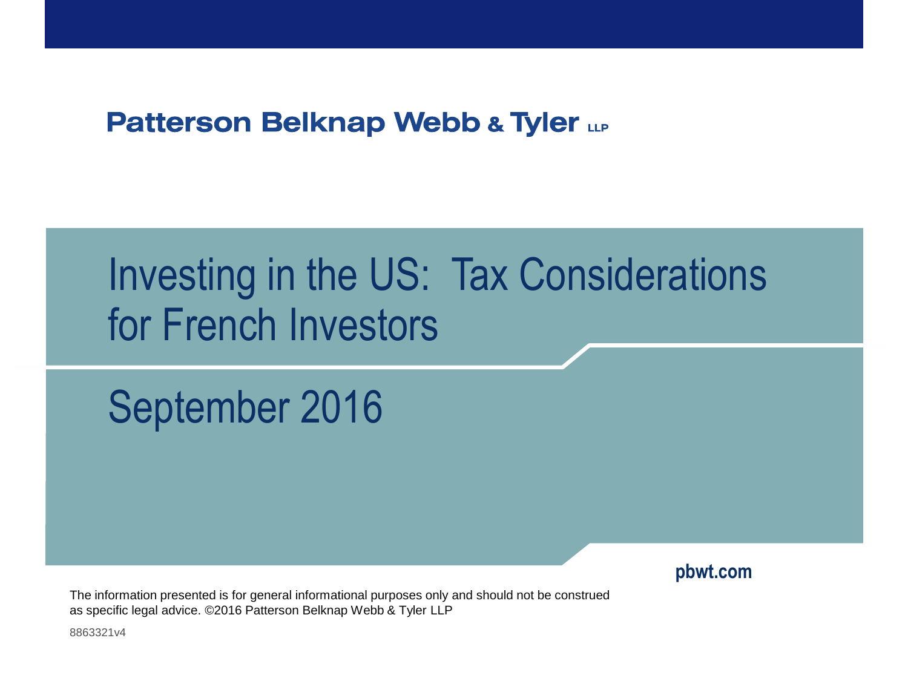**Patterson Belknap Webb & Tyler LLP**

# Investing in the US: Tax Considerations for French Investors

## September 2016

pbwt.com

The information presented is for general informational purposes only and should not be construed as specific legal advice. ©2016 Patterson Belknap Webb & Tyler LLP

8863321v4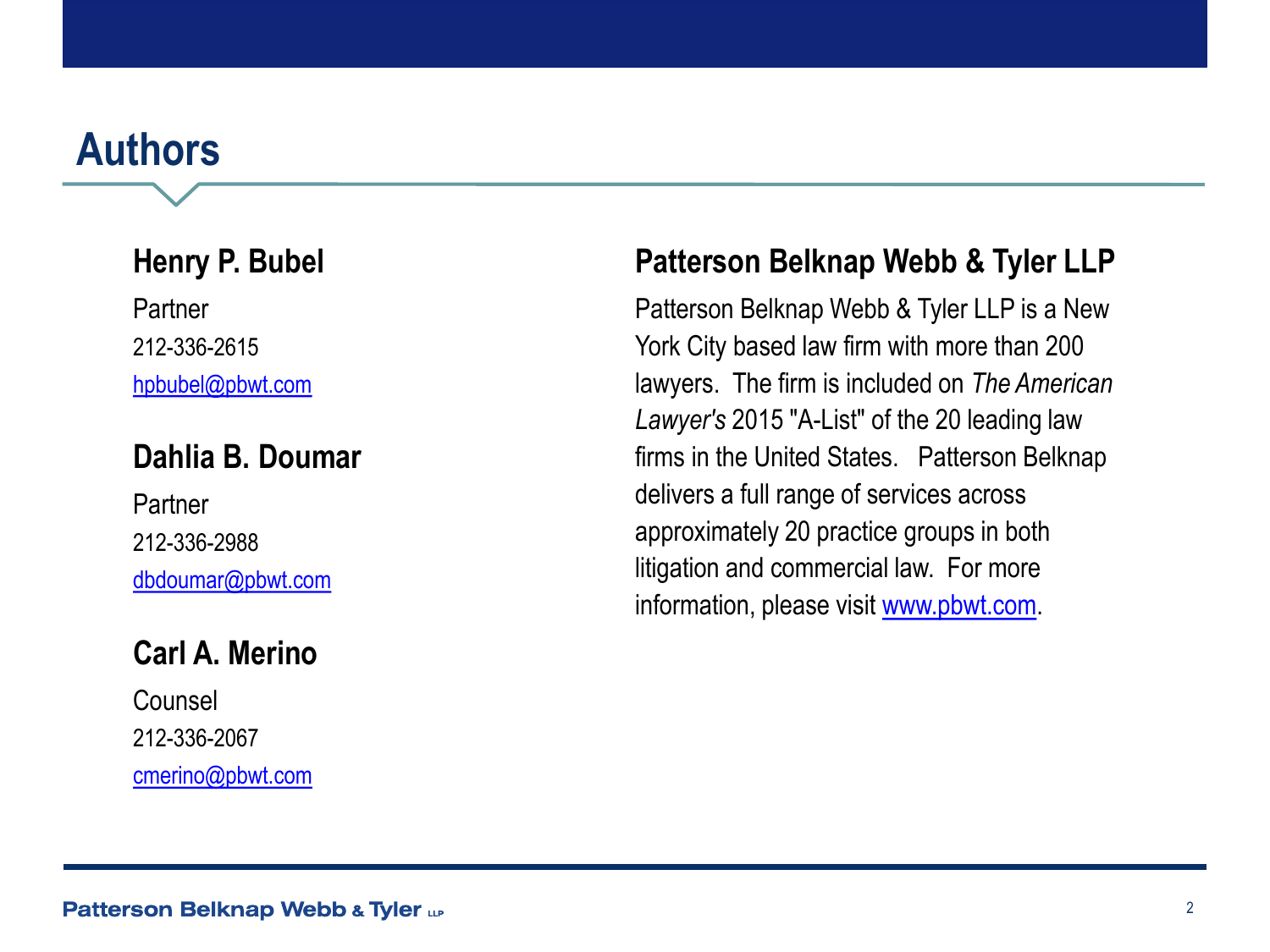# Authors

### Henry P. Bubel

Partner
212-336-2615
hpbubel@pbwt.com

### Dahlia B. Doumar

Partner
212-336-2988
dbdoumar@pbwt.com

### Carl A. Merino

Counsel
212-336-2067
cmerino@pbwt.com

### Patterson Belknap Webb & Tyler LLP

Patterson Belknap Webb & Tyler LLP is a New York City based law firm with more than 200 lawyers. The firm is included on *The American Lawyer's* 2015 "A-List" of the 20 leading law firms in the United States. Patterson Belknap delivers a full range of services across approximately 20 practice groups in both litigation and commercial law. For more information, please visit www.pbwt.com.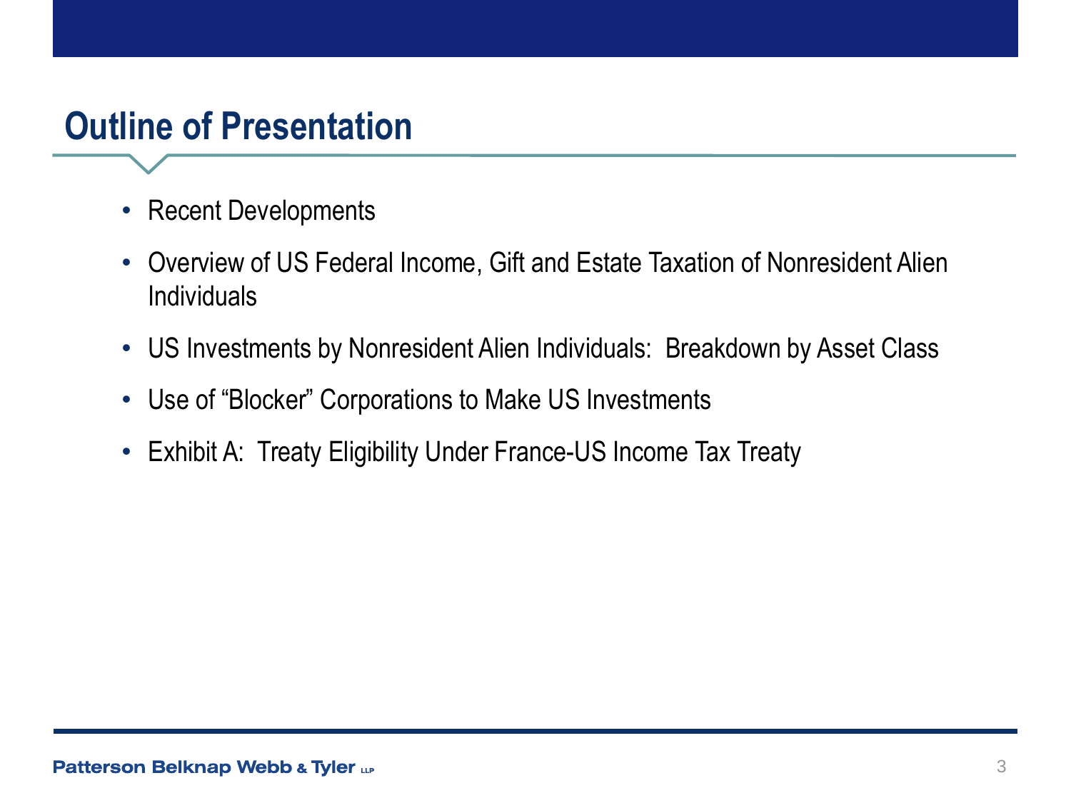# Outline of Presentation

- Recent Developments
- Overview of US Federal Income, Gift and Estate Taxation of Nonresident Alien Individuals
- US Investments by Nonresident Alien Individuals:  Breakdown by Asset Class
- Use of “Blocker” Corporations to Make US Investments
- Exhibit A:  Treaty Eligibility Under France-US Income Tax Treaty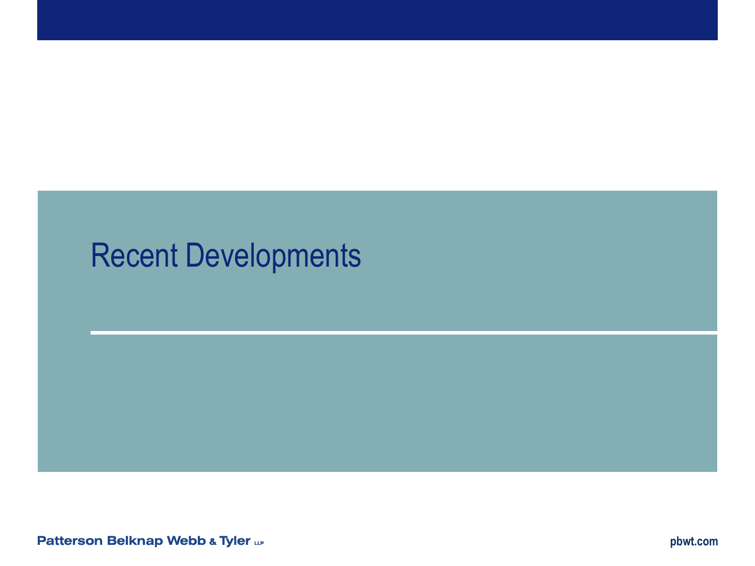# Recent Developments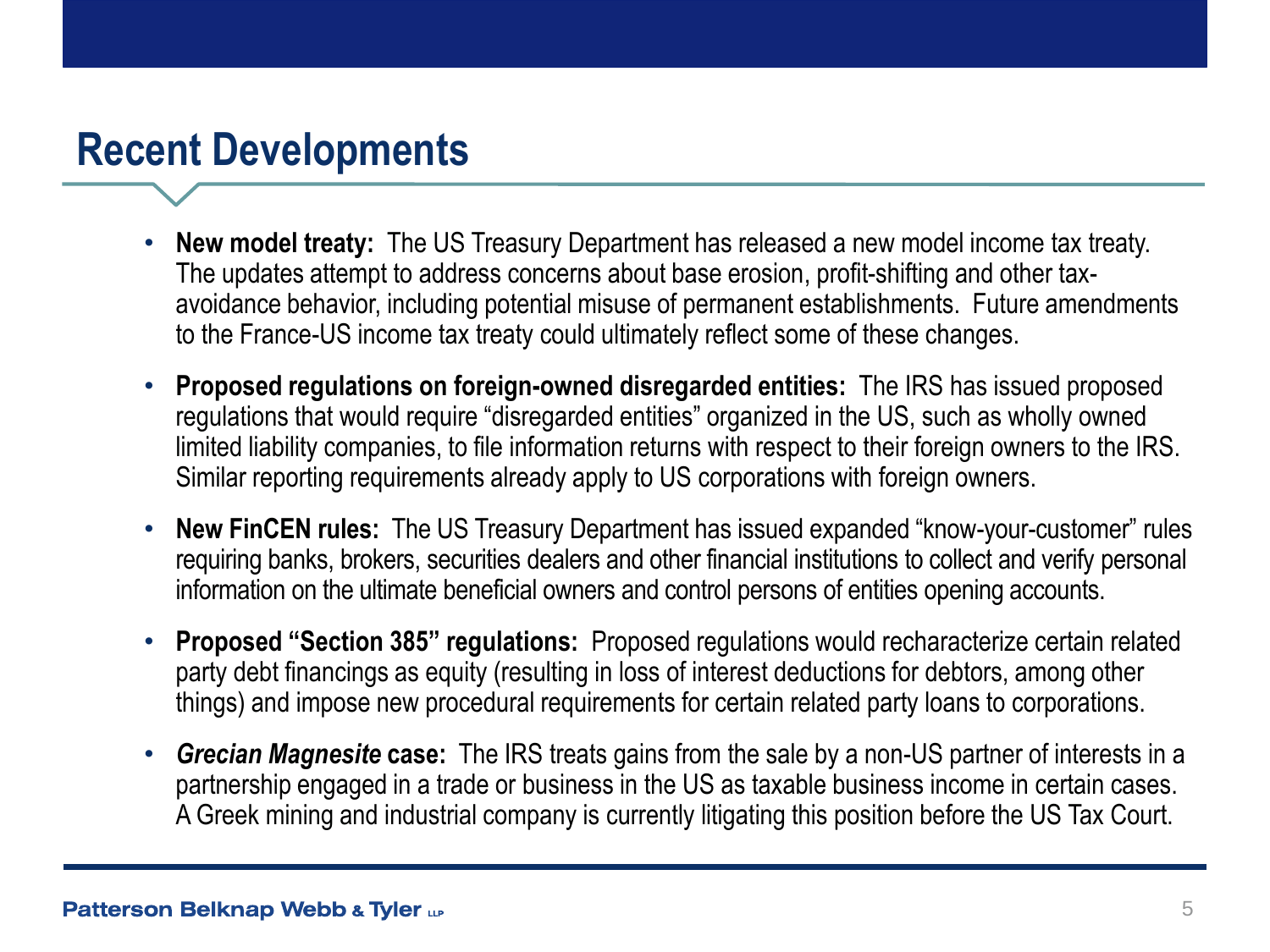## Recent Developments

- **New model treaty:** The US Treasury Department has released a new model income tax treaty. The updates attempt to address concerns about base erosion, profit-shifting and other tax-avoidance behavior, including potential misuse of permanent establishments. Future amendments to the France-US income tax treaty could ultimately reflect some of these changes.
- **Proposed regulations on foreign-owned disregarded entities:** The IRS has issued proposed regulations that would require "disregarded entities" organized in the US, such as wholly owned limited liability companies, to file information returns with respect to their foreign owners to the IRS. Similar reporting requirements already apply to US corporations with foreign owners.
- **New FinCEN rules:** The US Treasury Department has issued expanded "know-your-customer" rules requiring banks, brokers, securities dealers and other financial institutions to collect and verify personal information on the ultimate beneficial owners and control persons of entities opening accounts.
- **Proposed "Section 385" regulations:** Proposed regulations would recharacterize certain related party debt financings as equity (resulting in loss of interest deductions for debtors, among other things) and impose new procedural requirements for certain related party loans to corporations.
- ***Grecian Magnesite* case:** The IRS treats gains from the sale by a non-US partner of interests in a partnership engaged in a trade or business in the US as taxable business income in certain cases. A Greek mining and industrial company is currently litigating this position before the US Tax Court.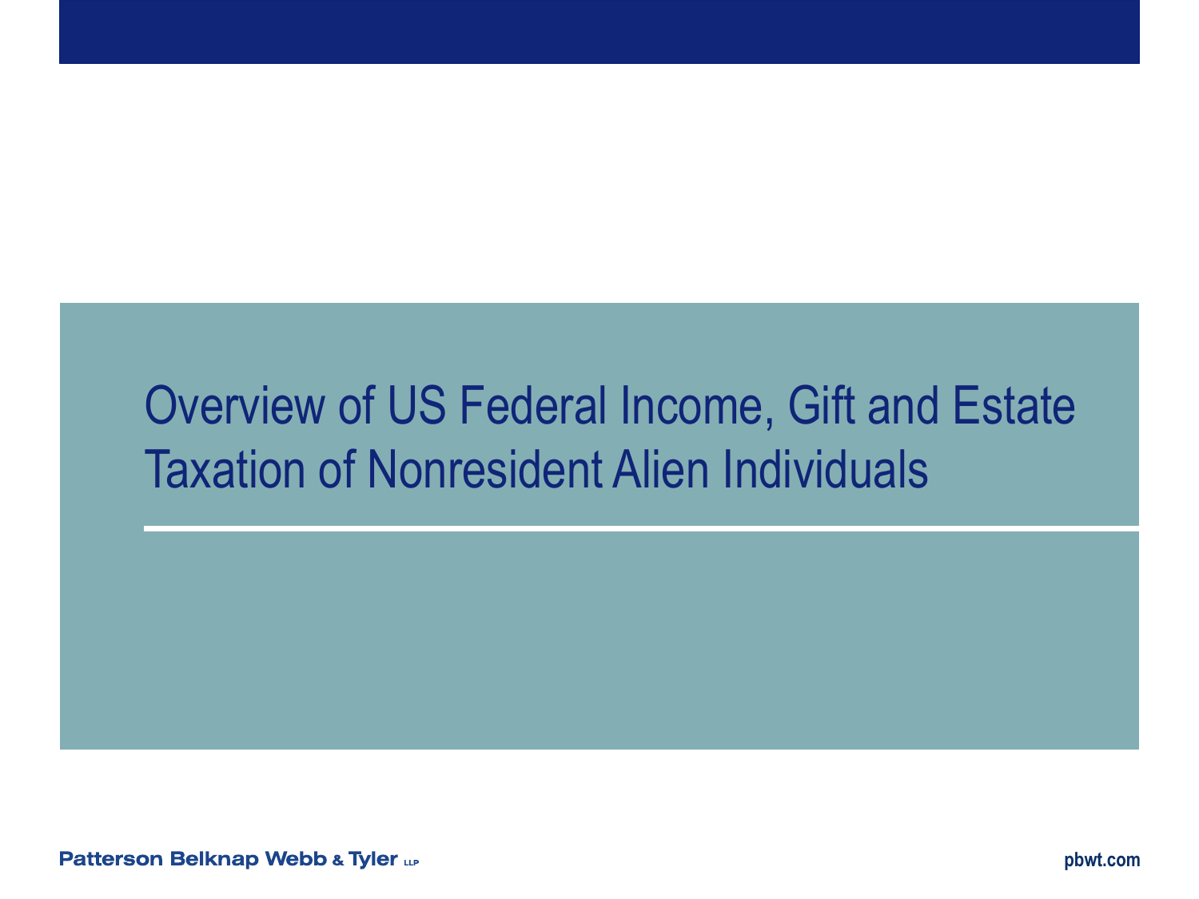# Overview of US Federal Income, Gift and Estate Taxation of Nonresident Alien Individuals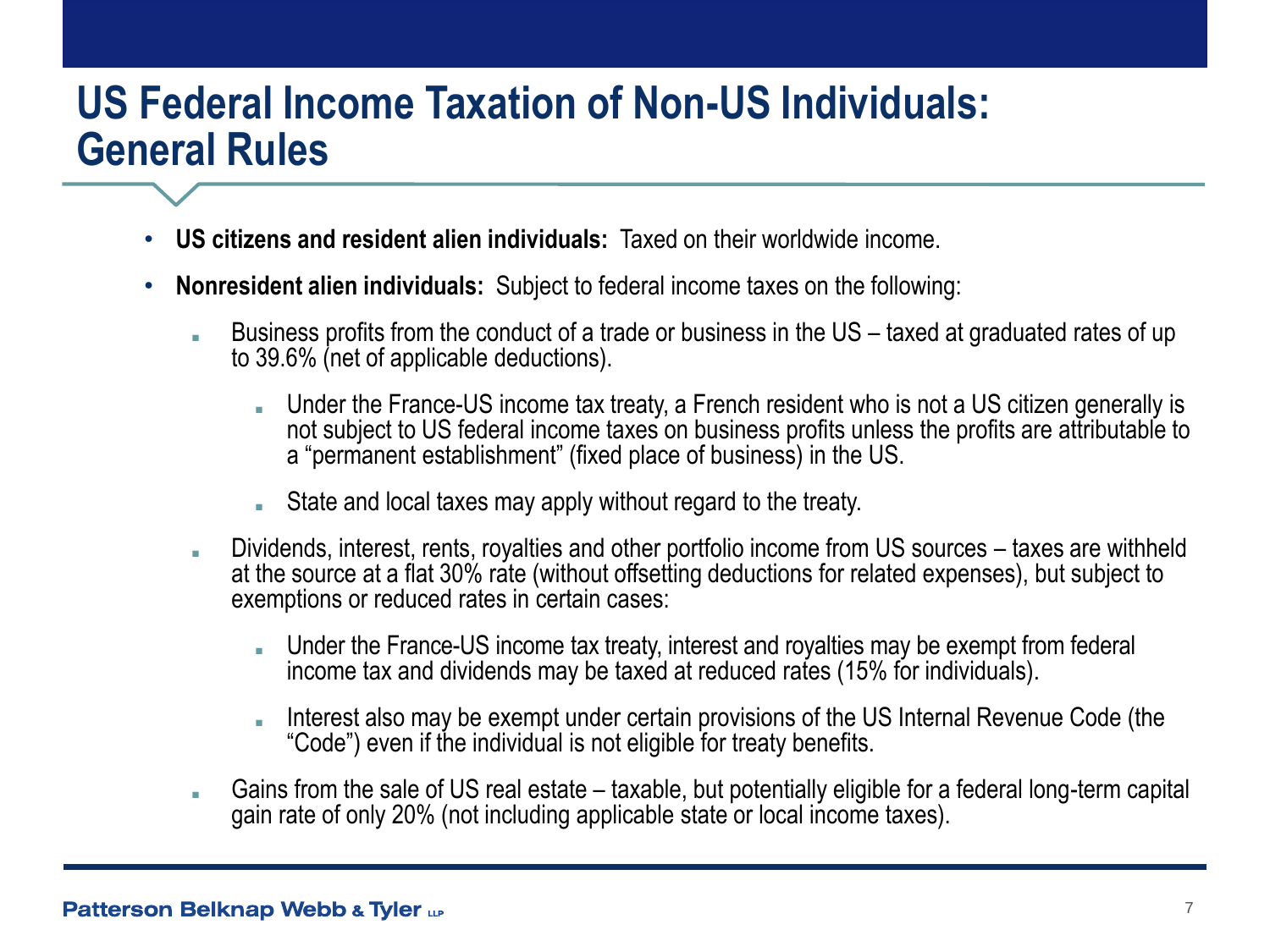# US Federal Income Taxation of Non-US Individuals: General Rules

- **US citizens and resident alien individuals:** Taxed on their worldwide income.
- **Nonresident alien individuals:** Subject to federal income taxes on the following:
  - Business profits from the conduct of a trade or business in the US – taxed at graduated rates of up to 39.6% (net of applicable deductions).
    - Under the France-US income tax treaty, a French resident who is not a US citizen generally is not subject to US federal income taxes on business profits unless the profits are attributable to a "permanent establishment" (fixed place of business) in the US.
    - State and local taxes may apply without regard to the treaty.
  - Dividends, interest, rents, royalties and other portfolio income from US sources – taxes are withheld at the source at a flat 30% rate (without offsetting deductions for related expenses), but subject to exemptions or reduced rates in certain cases:
    - Under the France-US income tax treaty, interest and royalties may be exempt from federal income tax and dividends may be taxed at reduced rates (15% for individuals).
    - Interest also may be exempt under certain provisions of the US Internal Revenue Code (the "Code") even if the individual is not eligible for treaty benefits.
  - Gains from the sale of US real estate – taxable, but potentially eligible for a federal long-term capital gain rate of only 20% (not including applicable state or local income taxes).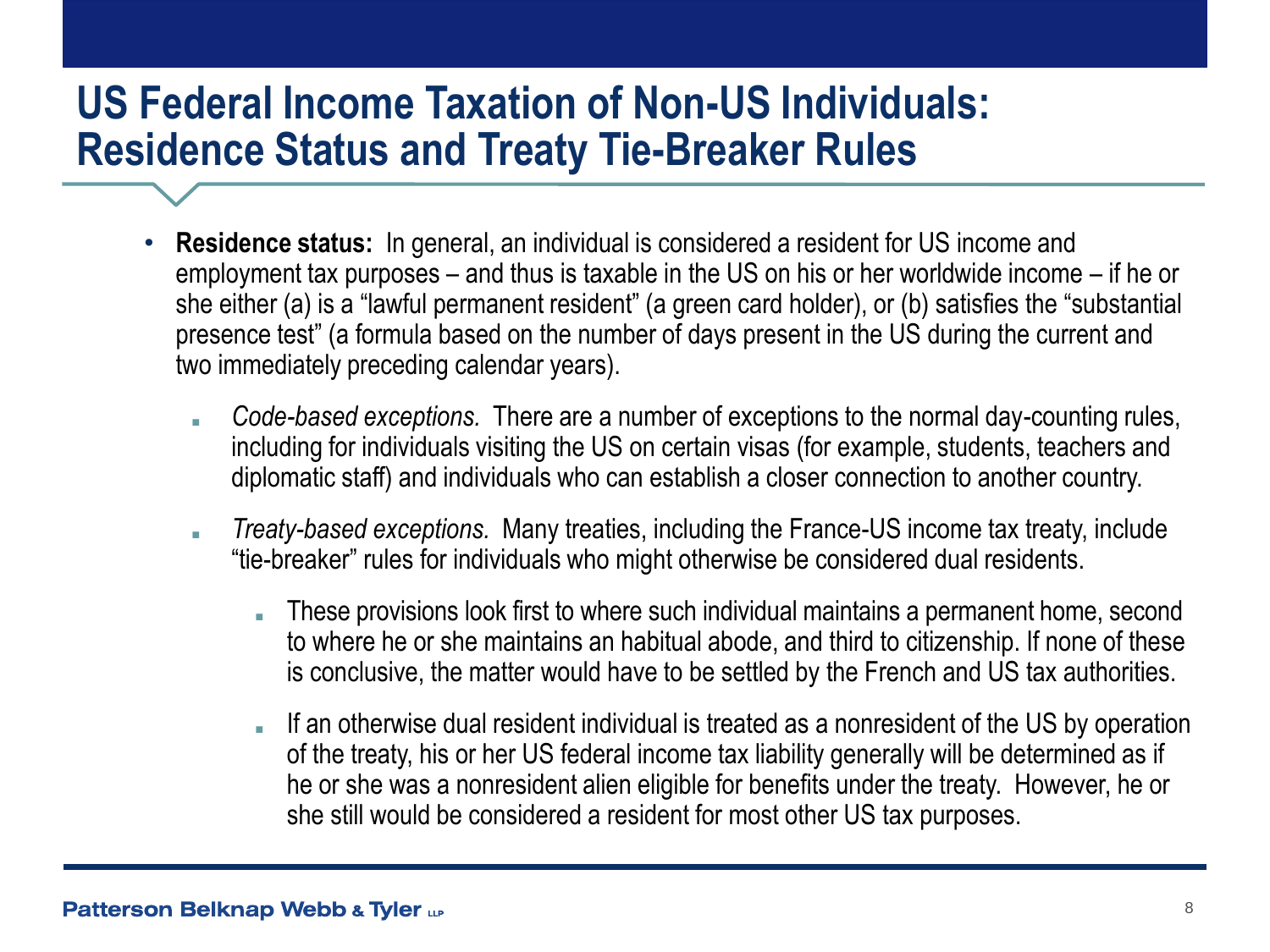# US Federal Income Taxation of Non-US Individuals: Residence Status and Treaty Tie-Breaker Rules

- **Residence status:** In general, an individual is considered a resident for US income and employment tax purposes – and thus is taxable in the US on his or her worldwide income – if he or she either (a) is a "lawful permanent resident" (a green card holder), or (b) satisfies the "substantial presence test" (a formula based on the number of days present in the US during the current and two immediately preceding calendar years).
  - *Code-based exceptions.* There are a number of exceptions to the normal day-counting rules, including for individuals visiting the US on certain visas (for example, students, teachers and diplomatic staff) and individuals who can establish a closer connection to another country.
  - *Treaty-based exceptions.* Many treaties, including the France-US income tax treaty, include "tie-breaker" rules for individuals who might otherwise be considered dual residents.
    - These provisions look first to where such individual maintains a permanent home, second to where he or she maintains an habitual abode, and third to citizenship. If none of these is conclusive, the matter would have to be settled by the French and US tax authorities.
    - If an otherwise dual resident individual is treated as a nonresident of the US by operation of the treaty, his or her US federal income tax liability generally will be determined as if he or she was a nonresident alien eligible for benefits under the treaty. However, he or she still would be considered a resident for most other US tax purposes.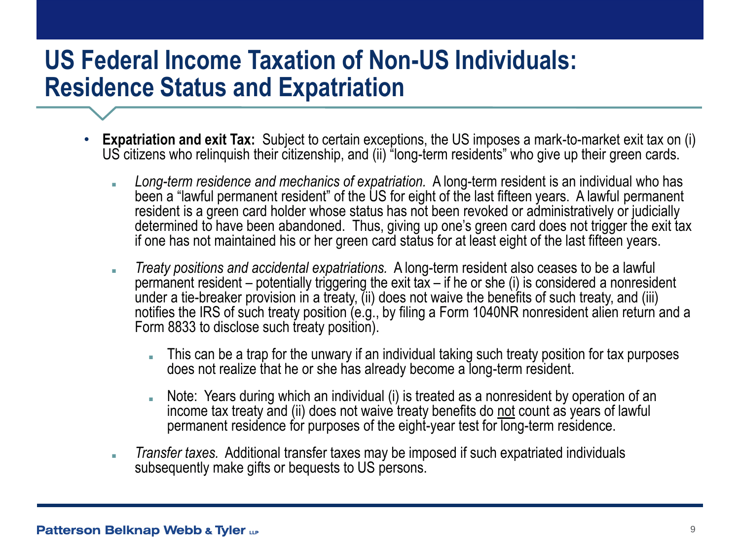# US Federal Income Taxation of Non-US Individuals: Residence Status and Expatriation

- **Expatriation and exit Tax:** Subject to certain exceptions, the US imposes a mark-to-market exit tax on (i) US citizens who relinquish their citizenship, and (ii) "long-term residents" who give up their green cards.
  - *Long-term residence and mechanics of expatriation.* A long-term resident is an individual who has been a "lawful permanent resident" of the US for eight of the last fifteen years. A lawful permanent resident is a green card holder whose status has not been revoked or administratively or judicially determined to have been abandoned. Thus, giving up one's green card does not trigger the exit tax if one has not maintained his or her green card status for at least eight of the last fifteen years.
  - *Treaty positions and accidental expatriations.* A long-term resident also ceases to be a lawful permanent resident – potentially triggering the exit tax – if he or she (i) is considered a nonresident under a tie-breaker provision in a treaty, (ii) does not waive the benefits of such treaty, and (iii) notifies the IRS of such treaty position (e.g., by filing a Form 1040NR nonresident alien return and a Form 8833 to disclose such treaty position).
    - This can be a trap for the unwary if an individual taking such treaty position for tax purposes does not realize that he or she has already become a long-term resident.
    - Note: Years during which an individual (i) is treated as a nonresident by operation of an income tax treaty and (ii) does not waive treaty benefits do <u>not</u> count as years of lawful permanent residence for purposes of the eight-year test for long-term residence.
  - *Transfer taxes.* Additional transfer taxes may be imposed if such expatriated individuals subsequently make gifts or bequests to US persons.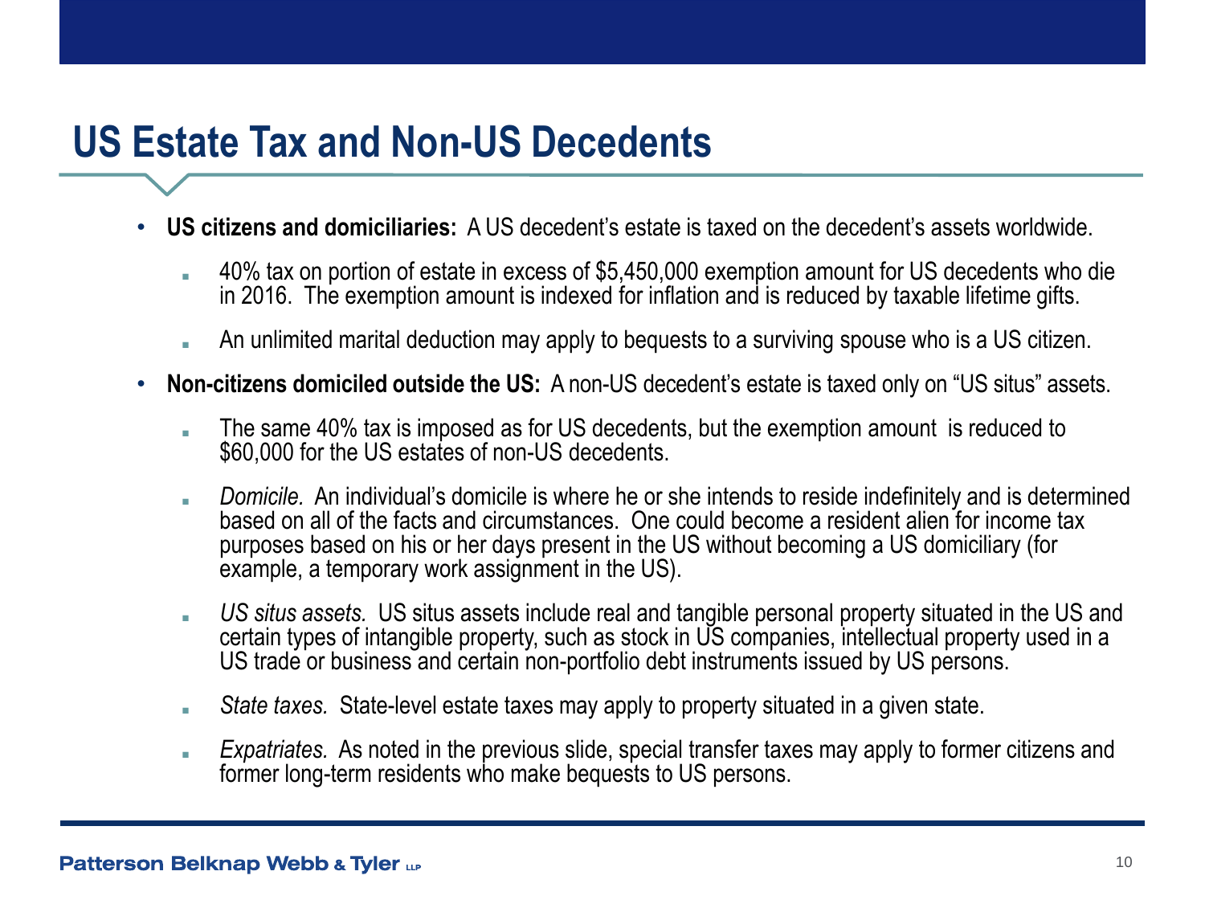# US Estate Tax and Non-US Decedents

- **US citizens and domiciliaries:** A US decedent's estate is taxed on the decedent's assets worldwide.
  - 40% tax on portion of estate in excess of $5,450,000 exemption amount for US decedents who die in 2016. The exemption amount is indexed for inflation and is reduced by taxable lifetime gifts.
  - An unlimited marital deduction may apply to bequests to a surviving spouse who is a US citizen.
- **Non-citizens domiciled outside the US:** A non-US decedent's estate is taxed only on "US situs" assets.
  - The same 40% tax is imposed as for US decedents, but the exemption amount is reduced to $60,000 for the US estates of non-US decedents.
  - *Domicile.* An individual's domicile is where he or she intends to reside indefinitely and is determined based on all of the facts and circumstances. One could become a resident alien for income tax purposes based on his or her days present in the US without becoming a US domiciliary (for example, a temporary work assignment in the US).
  - *US situs assets.* US situs assets include real and tangible personal property situated in the US and certain types of intangible property, such as stock in US companies, intellectual property used in a US trade or business and certain non-portfolio debt instruments issued by US persons.
  - *State taxes.* State-level estate taxes may apply to property situated in a given state.
  - *Expatriates.* As noted in the previous slide, special transfer taxes may apply to former citizens and former long-term residents who make bequests to US persons.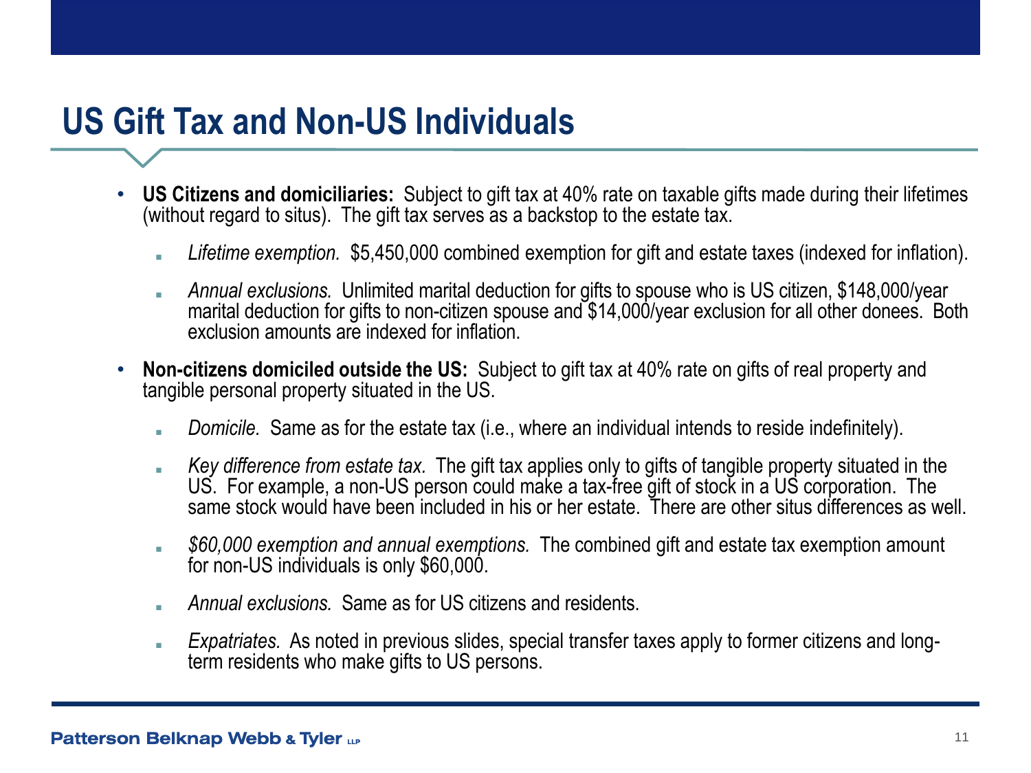# US Gift Tax and Non-US Individuals

- **US Citizens and domiciliaries:** Subject to gift tax at 40% rate on taxable gifts made during their lifetimes (without regard to situs). The gift tax serves as a backstop to the estate tax.
  - *Lifetime exemption.* $5,450,000 combined exemption for gift and estate taxes (indexed for inflation).
  - *Annual exclusions.* Unlimited marital deduction for gifts to spouse who is US citizen, $148,000/year marital deduction for gifts to non-citizen spouse and $14,000/year exclusion for all other donees. Both exclusion amounts are indexed for inflation.
- **Non-citizens domiciled outside the US:** Subject to gift tax at 40% rate on gifts of real property and tangible personal property situated in the US.
  - *Domicile.* Same as for the estate tax (i.e., where an individual intends to reside indefinitely).
  - *Key difference from estate tax.* The gift tax applies only to gifts of tangible property situated in the US. For example, a non-US person could make a tax-free gift of stock in a US corporation. The same stock would have been included in his or her estate. There are other situs differences as well.
  - *$60,000 exemption and annual exemptions.* The combined gift and estate tax exemption amount for non-US individuals is only $60,000.
  - *Annual exclusions.* Same as for US citizens and residents.
  - *Expatriates.* As noted in previous slides, special transfer taxes apply to former citizens and long-term residents who make gifts to US persons.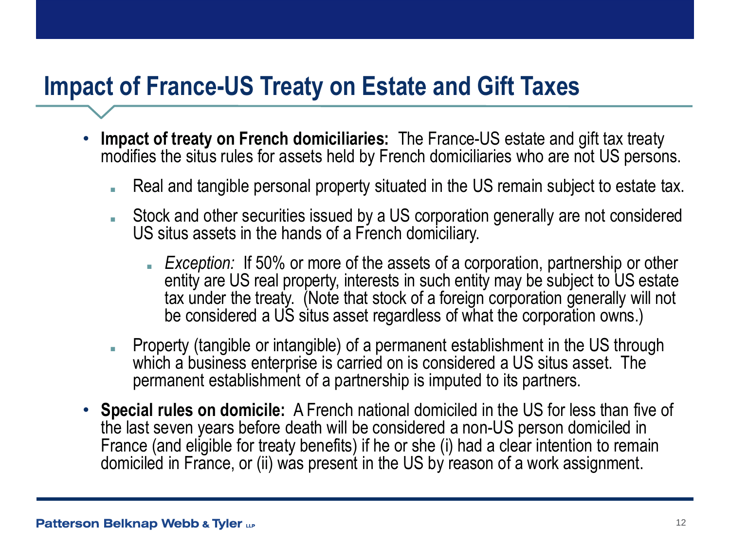# Impact of France-US Treaty on Estate and Gift Taxes

- **Impact of treaty on French domiciliaries:** The France-US estate and gift tax treaty modifies the situs rules for assets held by French domiciliaries who are not US persons.
  - Real and tangible personal property situated in the US remain subject to estate tax.
  - Stock and other securities issued by a US corporation generally are not considered US situs assets in the hands of a French domiciliary.
    - *Exception:* If 50% or more of the assets of a corporation, partnership or other entity are US real property, interests in such entity may be subject to US estate tax under the treaty. (Note that stock of a foreign corporation generally will not be considered a US situs asset regardless of what the corporation owns.)
  - Property (tangible or intangible) of a permanent establishment in the US through which a business enterprise is carried on is considered a US situs asset. The permanent establishment of a partnership is imputed to its partners.
- **Special rules on domicile:** A French national domiciled in the US for less than five of the last seven years before death will be considered a non-US person domiciled in France (and eligible for treaty benefits) if he or she (i) had a clear intention to remain domiciled in France, or (ii) was present in the US by reason of a work assignment.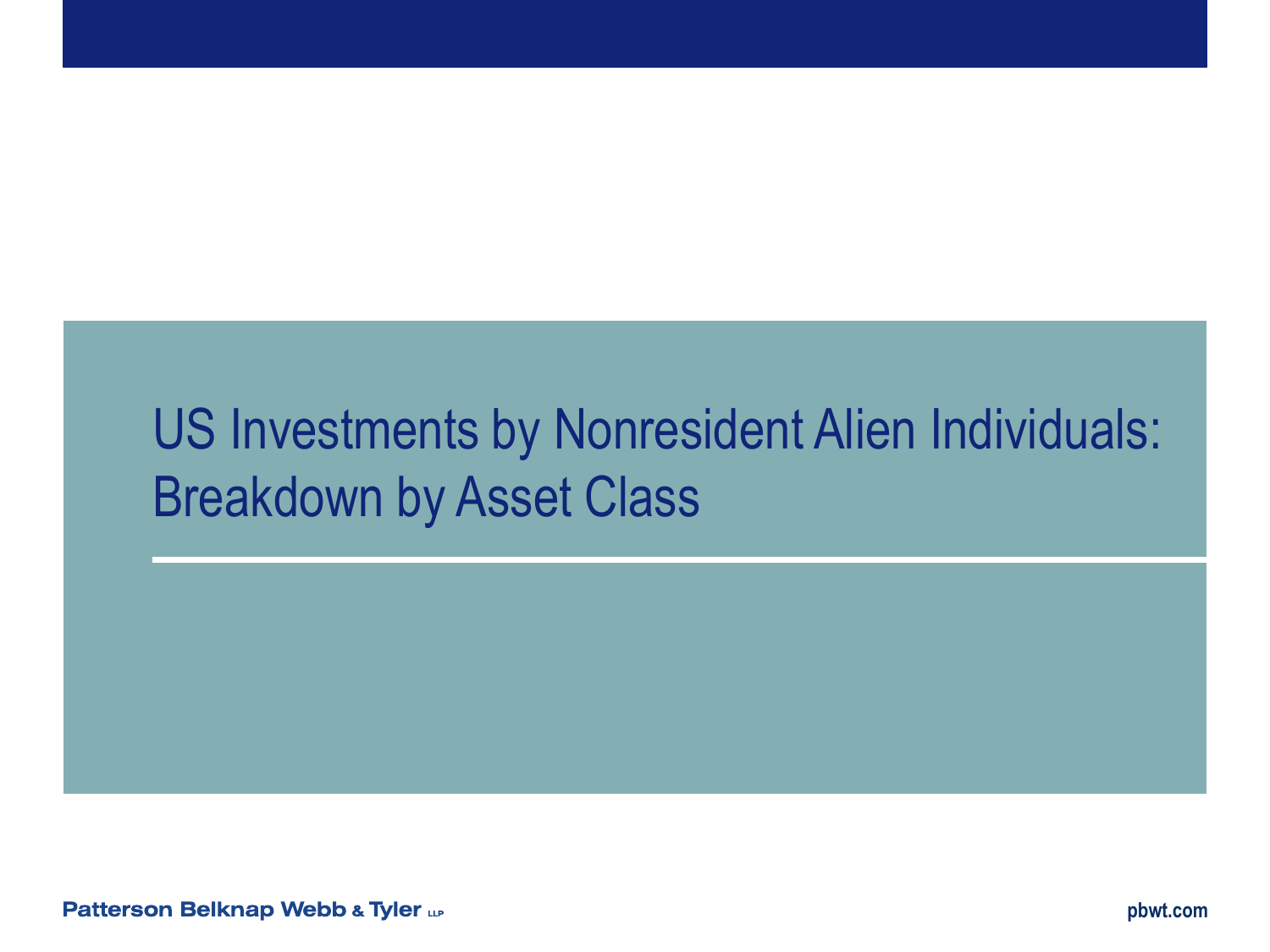# US Investments by Nonresident Alien Individuals: Breakdown by Asset Class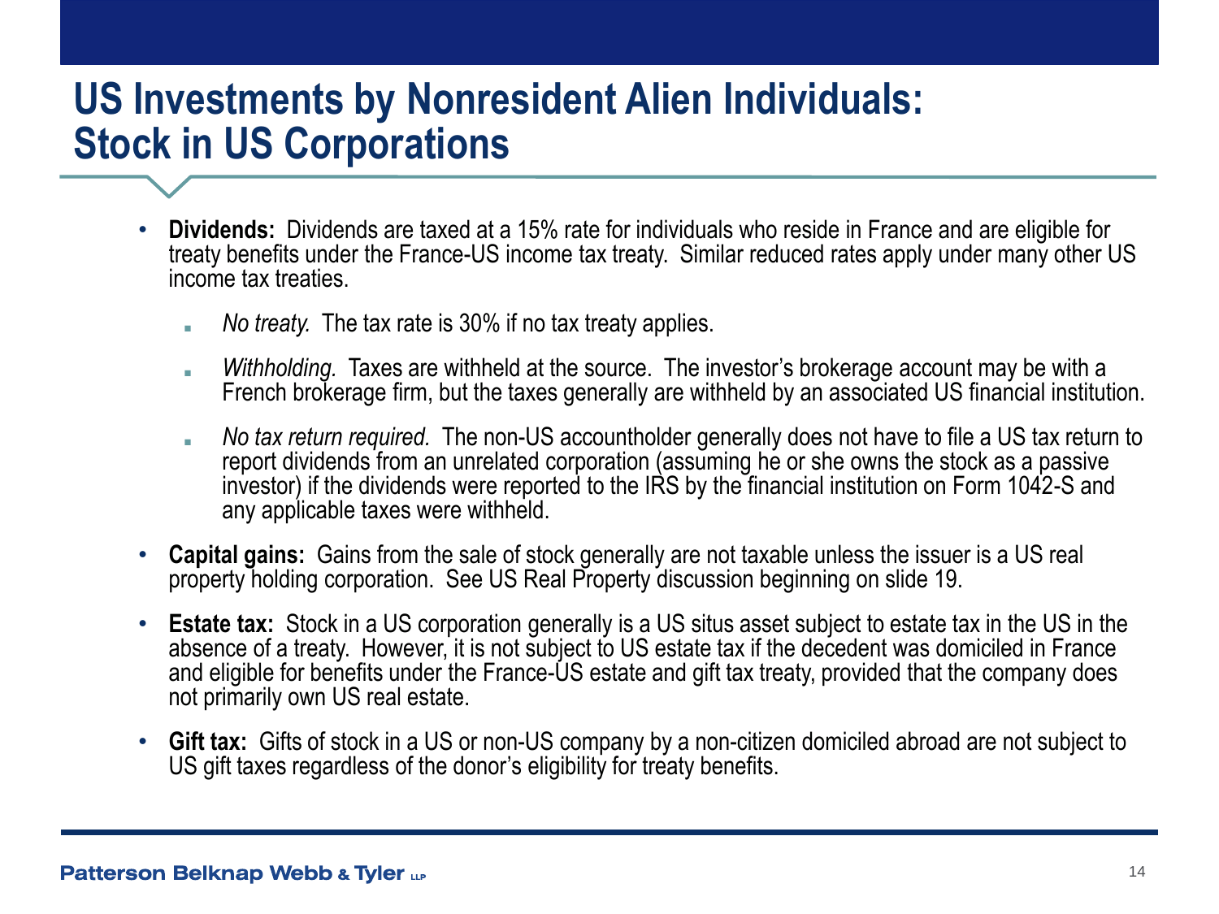# US Investments by Nonresident Alien Individuals: Stock in US Corporations

- **Dividends:** Dividends are taxed at a 15% rate for individuals who reside in France and are eligible for treaty benefits under the France-US income tax treaty. Similar reduced rates apply under many other US income tax treaties.
  - *No treaty.* The tax rate is 30% if no tax treaty applies.
  - *Withholding.* Taxes are withheld at the source. The investor's brokerage account may be with a French brokerage firm, but the taxes generally are withheld by an associated US financial institution.
  - *No tax return required.* The non-US accountholder generally does not have to file a US tax return to report dividends from an unrelated corporation (assuming he or she owns the stock as a passive investor) if the dividends were reported to the IRS by the financial institution on Form 1042-S and any applicable taxes were withheld.
- **Capital gains:** Gains from the sale of stock generally are not taxable unless the issuer is a US real property holding corporation. See US Real Property discussion beginning on slide 19.
- **Estate tax:** Stock in a US corporation generally is a US situs asset subject to estate tax in the US in the absence of a treaty. However, it is not subject to US estate tax if the decedent was domiciled in France and eligible for benefits under the France-US estate and gift tax treaty, provided that the company does not primarily own US real estate.
- **Gift tax:** Gifts of stock in a US or non-US company by a non-citizen domiciled abroad are not subject to US gift taxes regardless of the donor's eligibility for treaty benefits.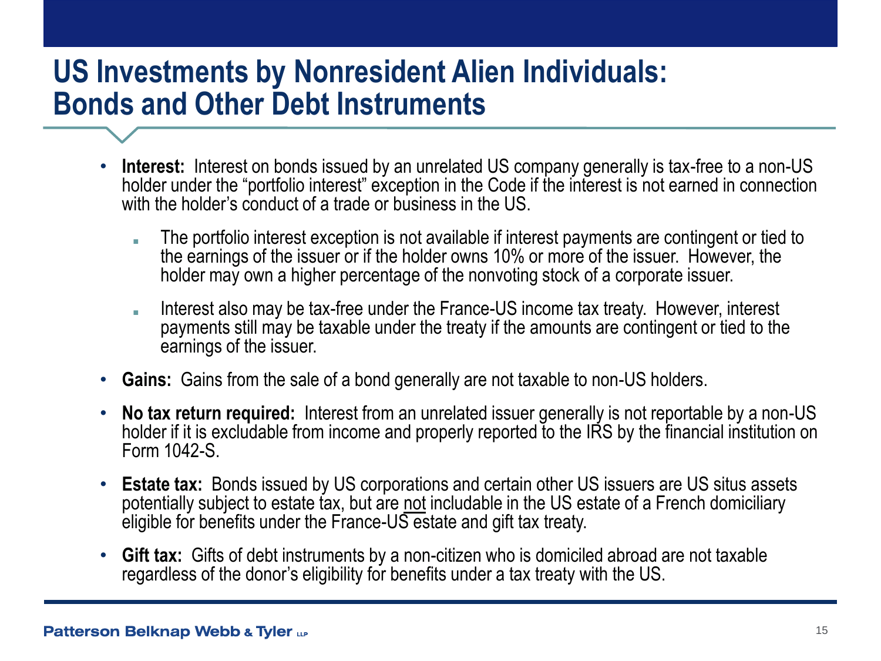# US Investments by Nonresident Alien Individuals: Bonds and Other Debt Instruments

- **Interest:** Interest on bonds issued by an unrelated US company generally is tax-free to a non-US holder under the "portfolio interest" exception in the Code if the interest is not earned in connection with the holder's conduct of a trade or business in the US.
  - The portfolio interest exception is not available if interest payments are contingent or tied to the earnings of the issuer or if the holder owns 10% or more of the issuer. However, the holder may own a higher percentage of the nonvoting stock of a corporate issuer.
  - Interest also may be tax-free under the France-US income tax treaty. However, interest payments still may be taxable under the treaty if the amounts are contingent or tied to the earnings of the issuer.
- **Gains:** Gains from the sale of a bond generally are not taxable to non-US holders.
- **No tax return required:** Interest from an unrelated issuer generally is not reportable by a non-US holder if it is excludable from income and properly reported to the IRS by the financial institution on Form 1042-S.
- **Estate tax:** Bonds issued by US corporations and certain other US issuers are US situs assets potentially subject to estate tax, but are <u>not</u> includable in the US estate of a French domiciliary eligible for benefits under the France-US estate and gift tax treaty.
- **Gift tax:** Gifts of debt instruments by a non-citizen who is domiciled abroad are not taxable regardless of the donor's eligibility for benefits under a tax treaty with the US.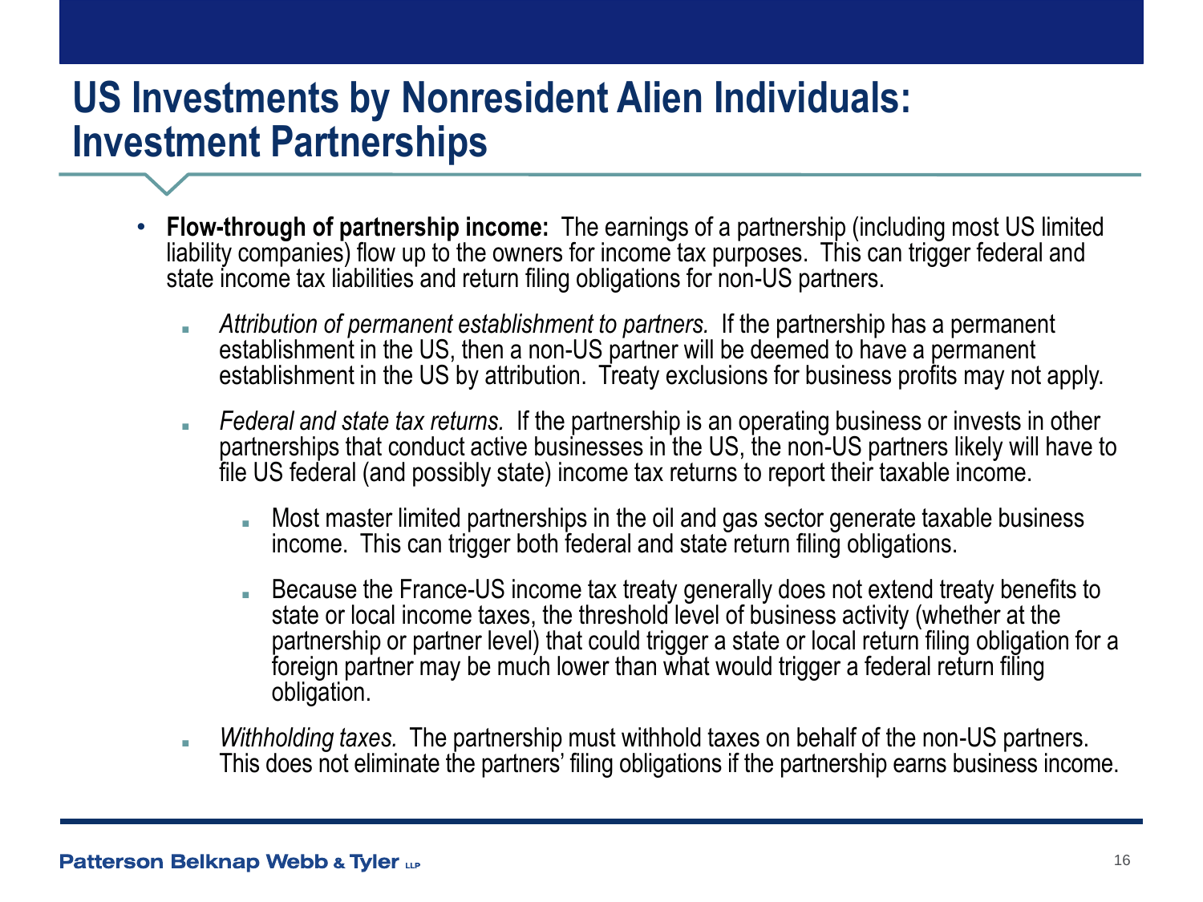# US Investments by Nonresident Alien Individuals: Investment Partnerships

- **Flow-through of partnership income:** The earnings of a partnership (including most US limited liability companies) flow up to the owners for income tax purposes. This can trigger federal and state income tax liabilities and return filing obligations for non-US partners.
  - *Attribution of permanent establishment to partners.* If the partnership has a permanent establishment in the US, then a non-US partner will be deemed to have a permanent establishment in the US by attribution. Treaty exclusions for business profits may not apply.
  - *Federal and state tax returns.* If the partnership is an operating business or invests in other partnerships that conduct active businesses in the US, the non-US partners likely will have to file US federal (and possibly state) income tax returns to report their taxable income.
    - Most master limited partnerships in the oil and gas sector generate taxable business income. This can trigger both federal and state return filing obligations.
    - Because the France-US income tax treaty generally does not extend treaty benefits to state or local income taxes, the threshold level of business activity (whether at the partnership or partner level) that could trigger a state or local return filing obligation for a foreign partner may be much lower than what would trigger a federal return filing obligation.
  - *Withholding taxes.* The partnership must withhold taxes on behalf of the non-US partners. This does not eliminate the partners' filing obligations if the partnership earns business income.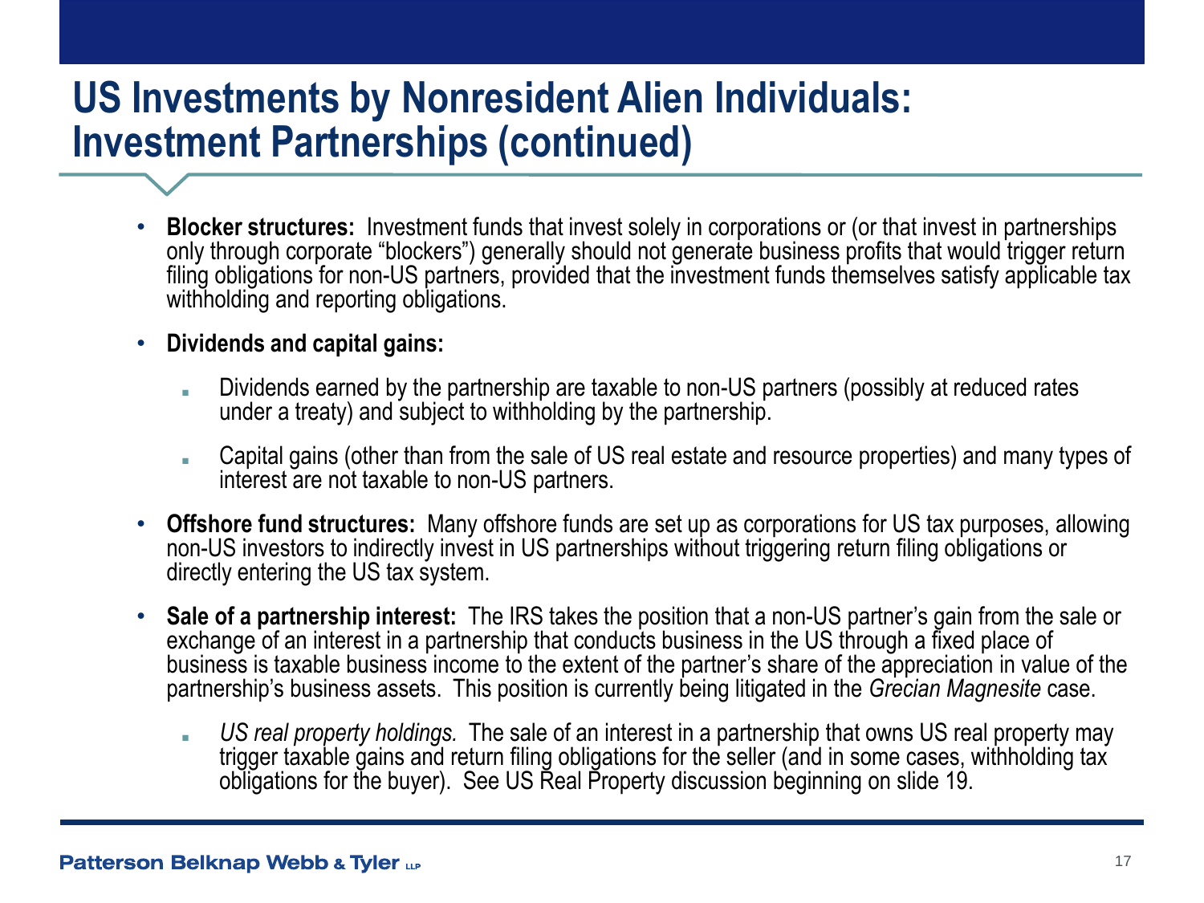# US Investments by Nonresident Alien Individuals: Investment Partnerships (continued)

- **Blocker structures:** Investment funds that invest solely in corporations or (or that invest in partnerships only through corporate "blockers") generally should not generate business profits that would trigger return filing obligations for non-US partners, provided that the investment funds themselves satisfy applicable tax withholding and reporting obligations.
- **Dividends and capital gains:**
  - Dividends earned by the partnership are taxable to non-US partners (possibly at reduced rates under a treaty) and subject to withholding by the partnership.
  - Capital gains (other than from the sale of US real estate and resource properties) and many types of interest are not taxable to non-US partners.
- **Offshore fund structures:** Many offshore funds are set up as corporations for US tax purposes, allowing non-US investors to indirectly invest in US partnerships without triggering return filing obligations or directly entering the US tax system.
- **Sale of a partnership interest:** The IRS takes the position that a non-US partner's gain from the sale or exchange of an interest in a partnership that conducts business in the US through a fixed place of business is taxable business income to the extent of the partner's share of the appreciation in value of the partnership's business assets. This position is currently being litigated in the *Grecian Magnesite* case.
  - *US real property holdings.* The sale of an interest in a partnership that owns US real property may trigger taxable gains and return filing obligations for the seller (and in some cases, withholding tax obligations for the buyer). See US Real Property discussion beginning on slide 19.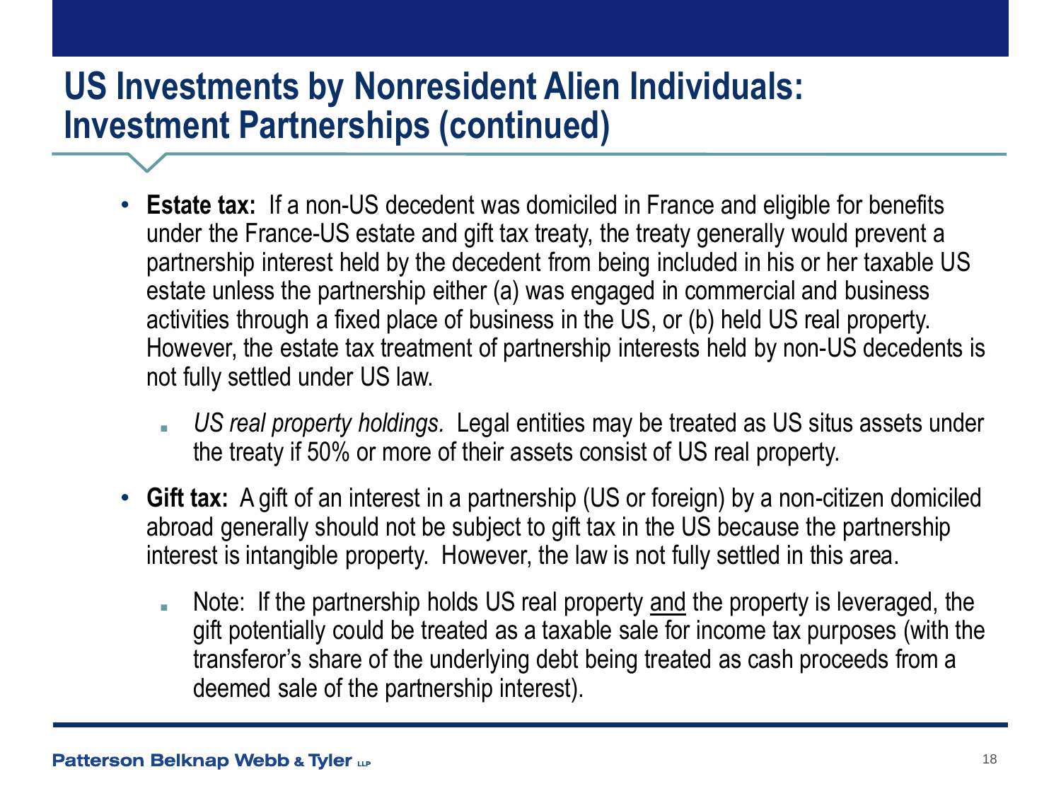# US Investments by Nonresident Alien Individuals: Investment Partnerships (continued)

- **Estate tax:** If a non-US decedent was domiciled in France and eligible for benefits under the France-US estate and gift tax treaty, the treaty generally would prevent a partnership interest held by the decedent from being included in his or her taxable US estate unless the partnership either (a) was engaged in commercial and business activities through a fixed place of business in the US, or (b) held US real property. However, the estate tax treatment of partnership interests held by non-US decedents is not fully settled under US law.
  - *US real property holdings.* Legal entities may be treated as US situs assets under the treaty if 50% or more of their assets consist of US real property.
- **Gift tax:** A gift of an interest in a partnership (US or foreign) by a non-citizen domiciled abroad generally should not be subject to gift tax in the US because the partnership interest is intangible property. However, the law is not fully settled in this area.
  - Note: If the partnership holds US real property <u>and</u> the property is leveraged, the gift potentially could be treated as a taxable sale for income tax purposes (with the transferor's share of the underlying debt being treated as cash proceeds from a deemed sale of the partnership interest).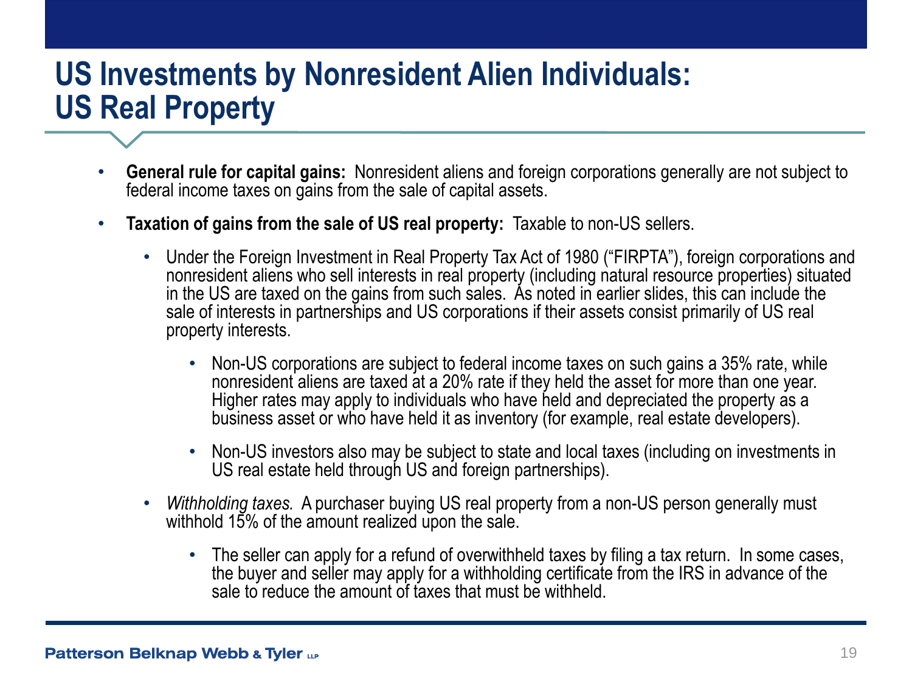# US Investments by Nonresident Alien Individuals: US Real Property

- **General rule for capital gains:** Nonresident aliens and foreign corporations generally are not subject to federal income taxes on gains from the sale of capital assets.
- **Taxation of gains from the sale of US real property:** Taxable to non-US sellers.
  - Under the Foreign Investment in Real Property Tax Act of 1980 ("FIRPTA"), foreign corporations and nonresident aliens who sell interests in real property (including natural resource properties) situated in the US are taxed on the gains from such sales. As noted in earlier slides, this can include the sale of interests in partnerships and US corporations if their assets consist primarily of US real property interests.
    - Non-US corporations are subject to federal income taxes on such gains a 35% rate, while nonresident aliens are taxed at a 20% rate if they held the asset for more than one year. Higher rates may apply to individuals who have held and depreciated the property as a business asset or who have held it as inventory (for example, real estate developers).
    - Non-US investors also may be subject to state and local taxes (including on investments in US real estate held through US and foreign partnerships).
  - *Withholding taxes.* A purchaser buying US real property from a non-US person generally must withhold 15% of the amount realized upon the sale.
    - The seller can apply for a refund of overwithheld taxes by filing a tax return. In some cases, the buyer and seller may apply for a withholding certificate from the IRS in advance of the sale to reduce the amount of taxes that must be withheld.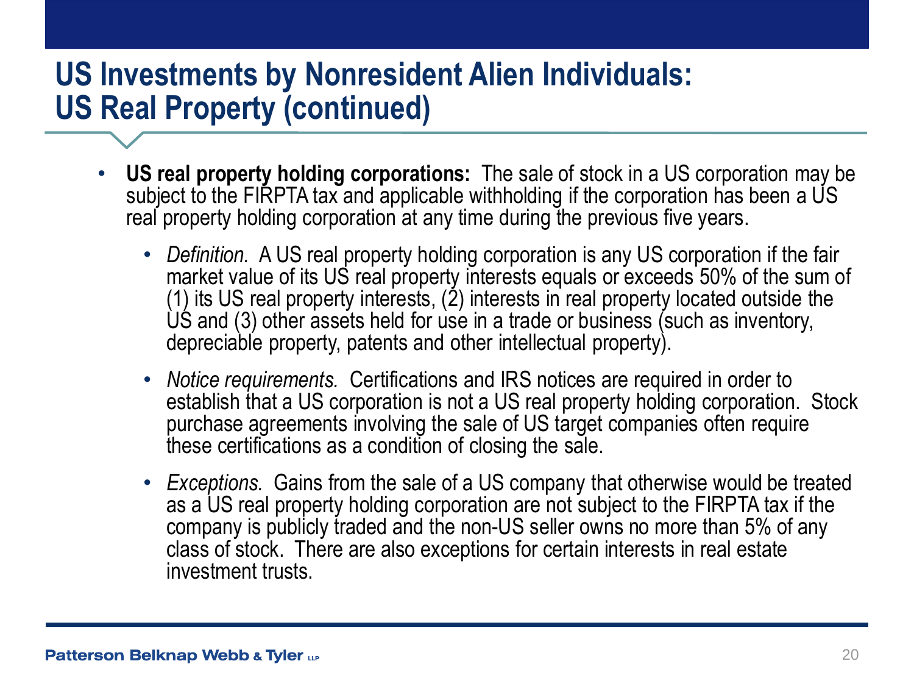# US Investments by Nonresident Alien Individuals: US Real Property (continued)

- **US real property holding corporations:** The sale of stock in a US corporation may be subject to the FIRPTA tax and applicable withholding if the corporation has been a US real property holding corporation at any time during the previous five years.
  - *Definition.* A US real property holding corporation is any US corporation if the fair market value of its US real property interests equals or exceeds 50% of the sum of (1) its US real property interests, (2) interests in real property located outside the US and (3) other assets held for use in a trade or business (such as inventory, depreciable property, patents and other intellectual property).
  - *Notice requirements.* Certifications and IRS notices are required in order to establish that a US corporation is not a US real property holding corporation. Stock purchase agreements involving the sale of US target companies often require these certifications as a condition of closing the sale.
  - *Exceptions.* Gains from the sale of a US company that otherwise would be treated as a US real property holding corporation are not subject to the FIRPTA tax if the company is publicly traded and the non-US seller owns no more than 5% of any class of stock. There are also exceptions for certain interests in real estate investment trusts.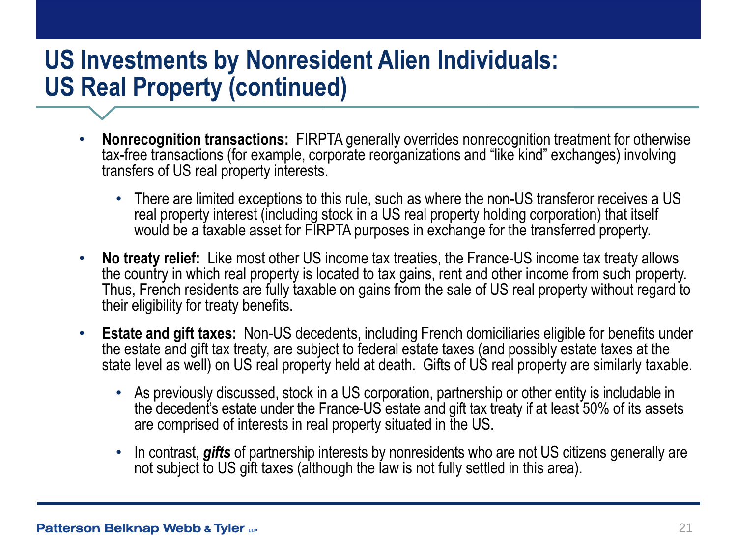# US Investments by Nonresident Alien Individuals: US Real Property (continued)

- **Nonrecognition transactions:** FIRPTA generally overrides nonrecognition treatment for otherwise tax-free transactions (for example, corporate reorganizations and "like kind" exchanges) involving transfers of US real property interests.
  - There are limited exceptions to this rule, such as where the non-US transferor receives a US real property interest (including stock in a US real property holding corporation) that itself would be a taxable asset for FIRPTA purposes in exchange for the transferred property.
- **No treaty relief:** Like most other US income tax treaties, the France-US income tax treaty allows the country in which real property is located to tax gains, rent and other income from such property. Thus, French residents are fully taxable on gains from the sale of US real property without regard to their eligibility for treaty benefits.
- **Estate and gift taxes:** Non-US decedents, including French domiciliaries eligible for benefits under the estate and gift tax treaty, are subject to federal estate taxes (and possibly estate taxes at the state level as well) on US real property held at death. Gifts of US real property are similarly taxable.
  - As previously discussed, stock in a US corporation, partnership or other entity is includable in the decedent's estate under the France-US estate and gift tax treaty if at least 50% of its assets are comprised of interests in real property situated in the US.
  - In contrast, ***gifts*** of partnership interests by nonresidents who are not US citizens generally are not subject to US gift taxes (although the law is not fully settled in this area).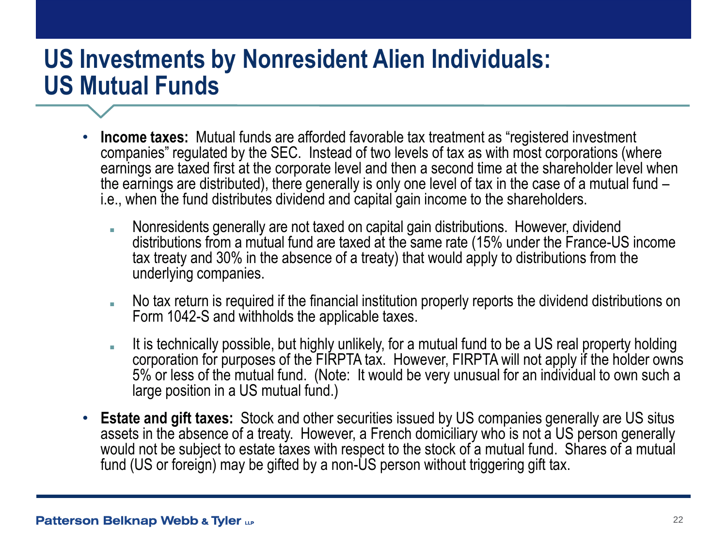# US Investments by Nonresident Alien Individuals: US Mutual Funds

- **Income taxes:** Mutual funds are afforded favorable tax treatment as "registered investment companies" regulated by the SEC. Instead of two levels of tax as with most corporations (where earnings are taxed first at the corporate level and then a second time at the shareholder level when the earnings are distributed), there generally is only one level of tax in the case of a mutual fund – i.e., when the fund distributes dividend and capital gain income to the shareholders.
  - Nonresidents generally are not taxed on capital gain distributions. However, dividend distributions from a mutual fund are taxed at the same rate (15% under the France-US income tax treaty and 30% in the absence of a treaty) that would apply to distributions from the underlying companies.
  - No tax return is required if the financial institution properly reports the dividend distributions on Form 1042-S and withholds the applicable taxes.
  - It is technically possible, but highly unlikely, for a mutual fund to be a US real property holding corporation for purposes of the FIRPTA tax. However, FIRPTA will not apply if the holder owns 5% or less of the mutual fund. (Note: It would be very unusual for an individual to own such a large position in a US mutual fund.)
- **Estate and gift taxes:** Stock and other securities issued by US companies generally are US situs assets in the absence of a treaty. However, a French domiciliary who is not a US person generally would not be subject to estate taxes with respect to the stock of a mutual fund. Shares of a mutual fund (US or foreign) may be gifted by a non-US person without triggering gift tax.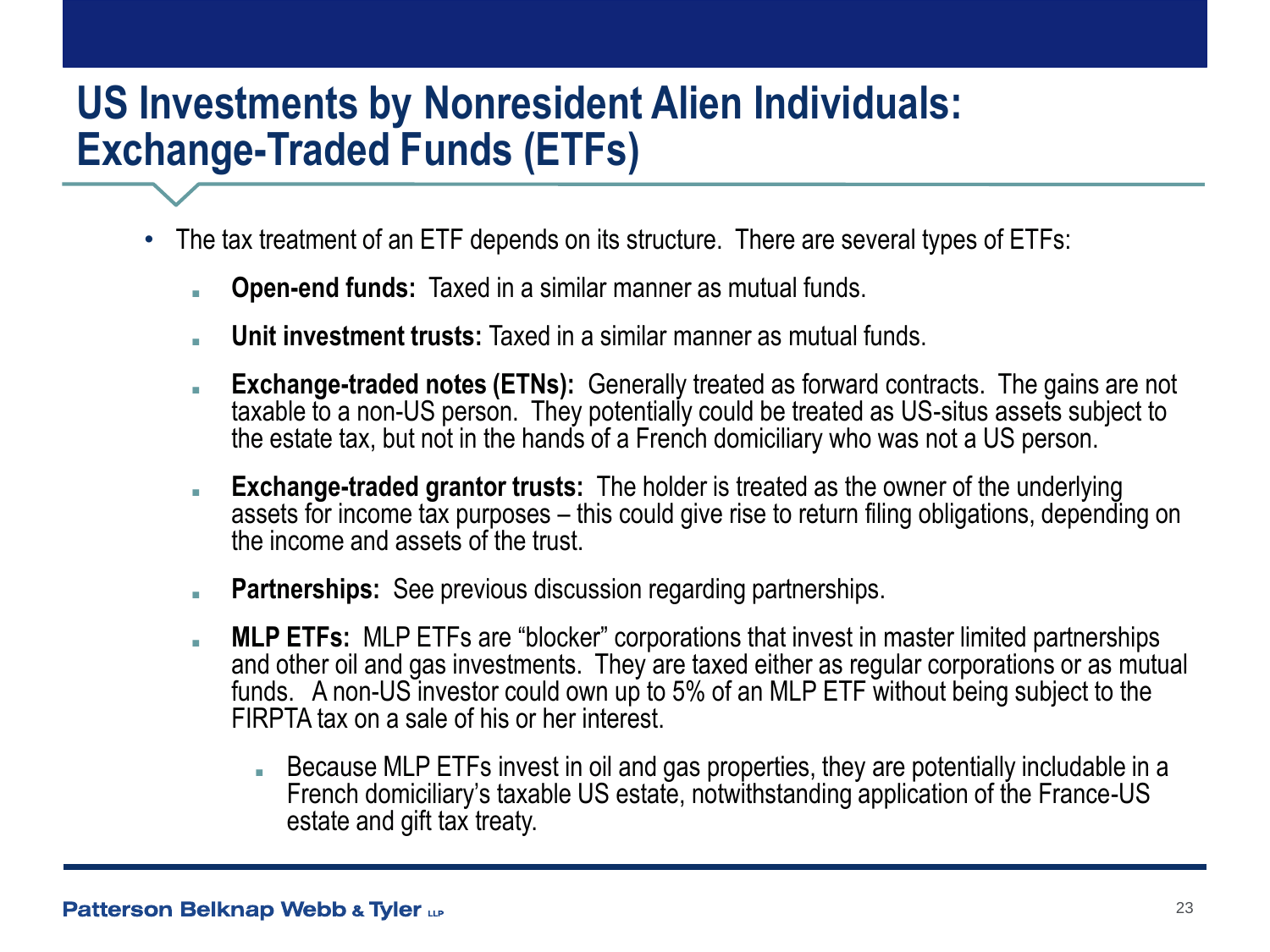# US Investments by Nonresident Alien Individuals: Exchange-Traded Funds (ETFs)

- The tax treatment of an ETF depends on its structure. There are several types of ETFs:
  - **Open-end funds:** Taxed in a similar manner as mutual funds.
  - **Unit investment trusts:** Taxed in a similar manner as mutual funds.
  - **Exchange-traded notes (ETNs):** Generally treated as forward contracts. The gains are not taxable to a non-US person. They potentially could be treated as US-situs assets subject to the estate tax, but not in the hands of a French domiciliary who was not a US person.
  - **Exchange-traded grantor trusts:** The holder is treated as the owner of the underlying assets for income tax purposes – this could give rise to return filing obligations, depending on the income and assets of the trust.
  - **Partnerships:** See previous discussion regarding partnerships.
  - **MLP ETFs:** MLP ETFs are "blocker" corporations that invest in master limited partnerships and other oil and gas investments. They are taxed either as regular corporations or as mutual funds. A non-US investor could own up to 5% of an MLP ETF without being subject to the FIRPTA tax on a sale of his or her interest.
    - Because MLP ETFs invest in oil and gas properties, they are potentially includable in a French domiciliary's taxable US estate, notwithstanding application of the France-US estate and gift tax treaty.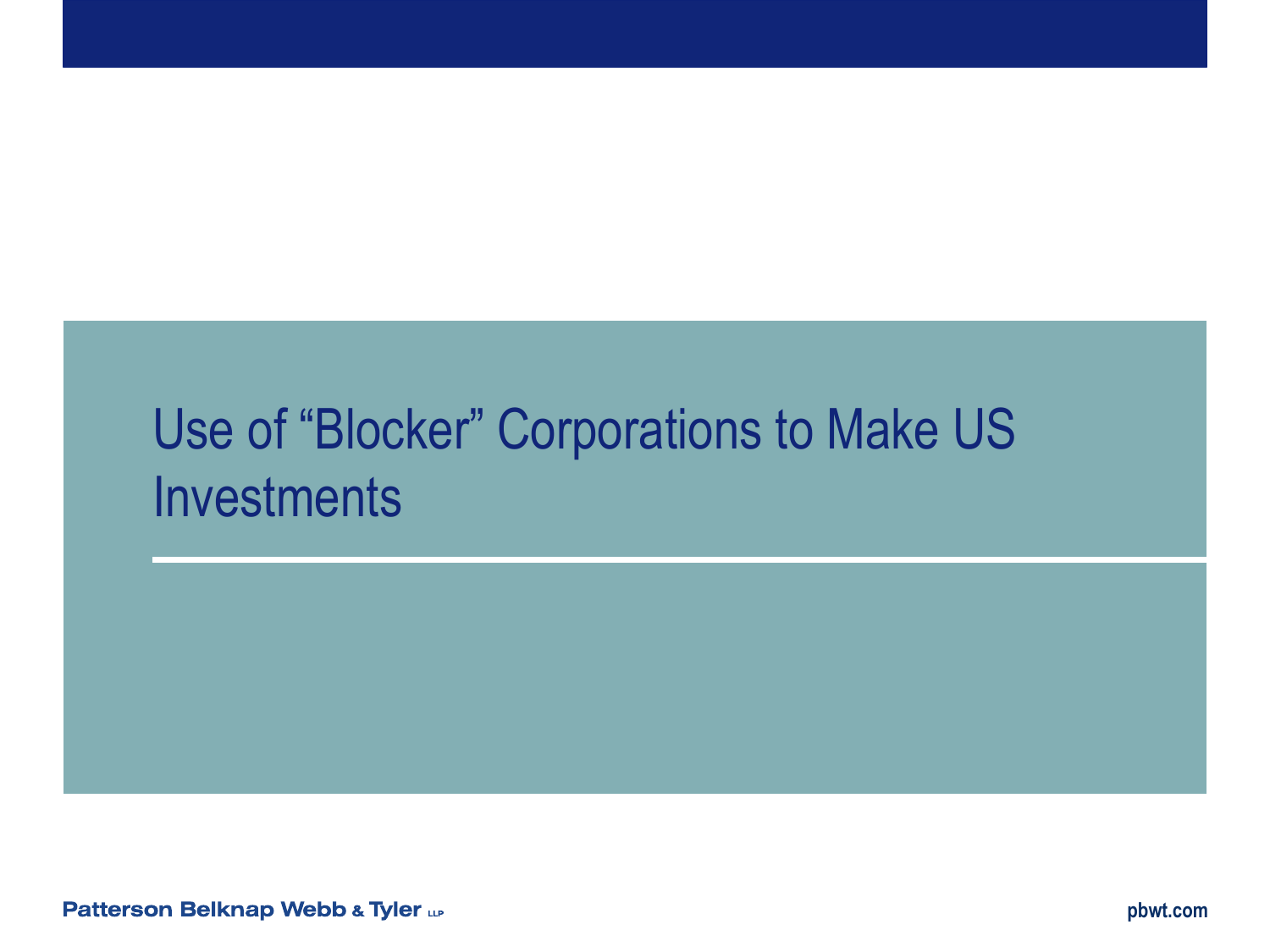# Use of “Blocker” Corporations to Make US Investments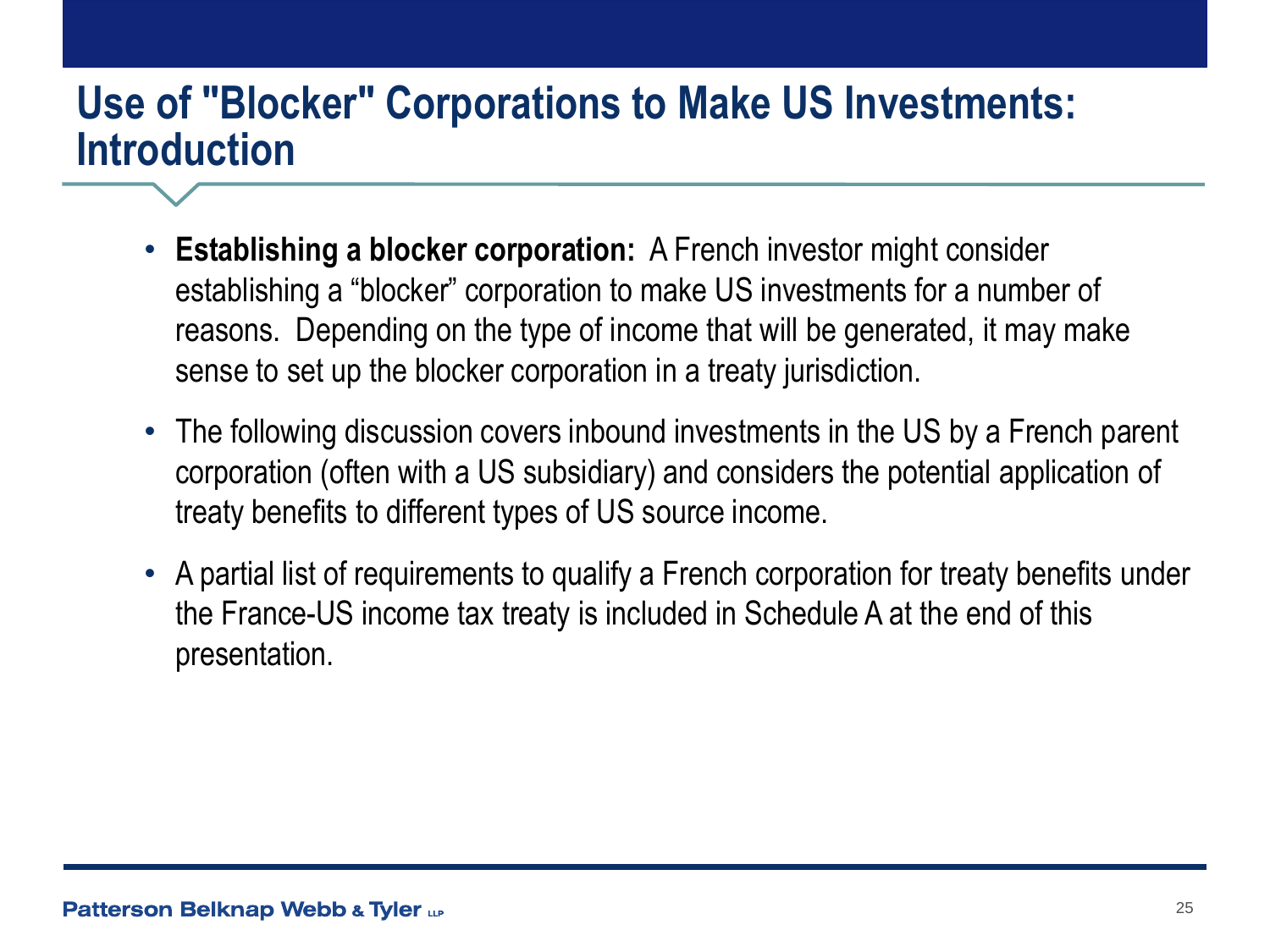# Use of "Blocker" Corporations to Make US Investments: Introduction

- **Establishing a blocker corporation:** A French investor might consider establishing a "blocker" corporation to make US investments for a number of reasons. Depending on the type of income that will be generated, it may make sense to set up the blocker corporation in a treaty jurisdiction.
- The following discussion covers inbound investments in the US by a French parent corporation (often with a US subsidiary) and considers the potential application of treaty benefits to different types of US source income.
- A partial list of requirements to qualify a French corporation for treaty benefits under the France-US income tax treaty is included in Schedule A at the end of this presentation.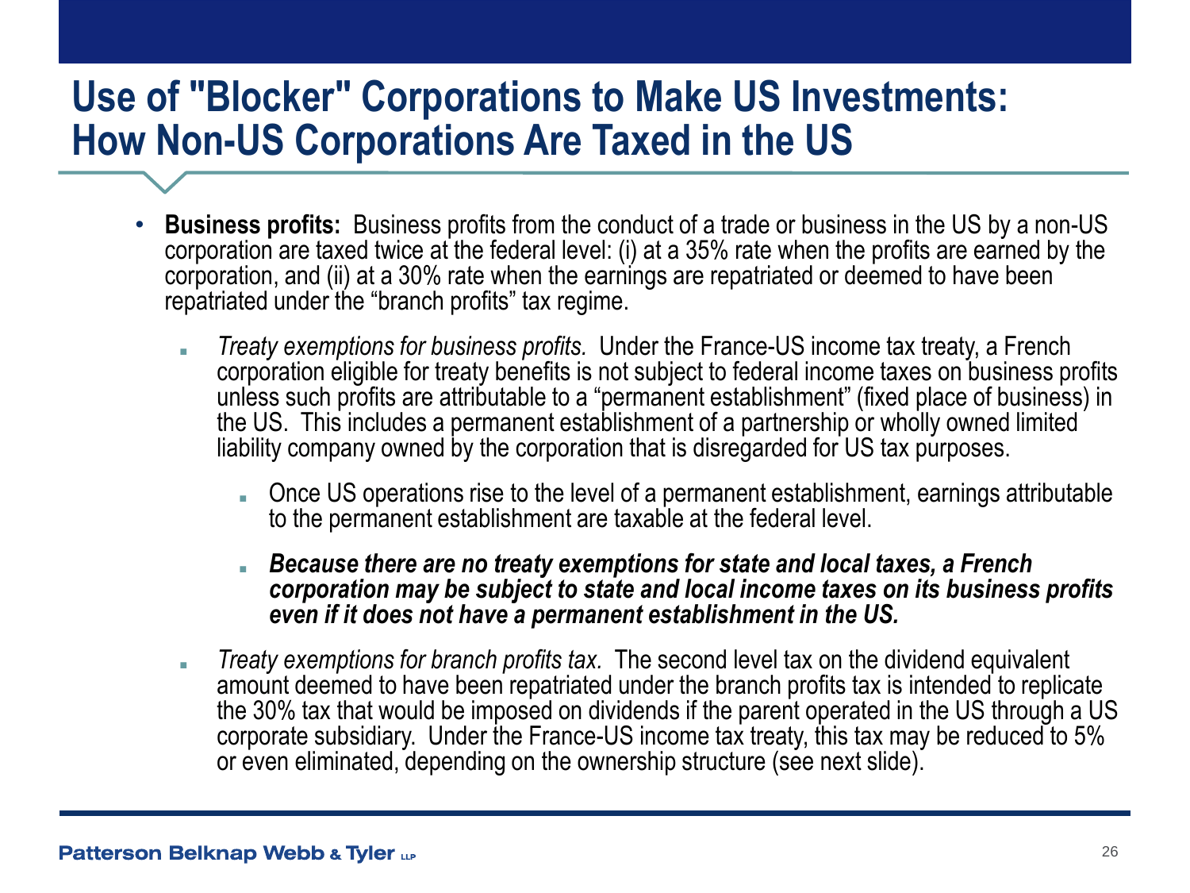# Use of "Blocker" Corporations to Make US Investments: How Non-US Corporations Are Taxed in the US

- **Business profits:** Business profits from the conduct of a trade or business in the US by a non-US corporation are taxed twice at the federal level: (i) at a 35% rate when the profits are earned by the corporation, and (ii) at a 30% rate when the earnings are repatriated or deemed to have been repatriated under the "branch profits" tax regime.
  - *Treaty exemptions for business profits.* Under the France-US income tax treaty, a French corporation eligible for treaty benefits is not subject to federal income taxes on business profits unless such profits are attributable to a "permanent establishment" (fixed place of business) in the US. This includes a permanent establishment of a partnership or wholly owned limited liability company owned by the corporation that is disregarded for US tax purposes.
    - Once US operations rise to the level of a permanent establishment, earnings attributable to the permanent establishment are taxable at the federal level.
    - ***Because there are no treaty exemptions for state and local taxes, a French corporation may be subject to state and local income taxes on its business profits even if it does not have a permanent establishment in the US.***
  - *Treaty exemptions for branch profits tax.* The second level tax on the dividend equivalent amount deemed to have been repatriated under the branch profits tax is intended to replicate the 30% tax that would be imposed on dividends if the parent operated in the US through a US corporate subsidiary. Under the France-US income tax treaty, this tax may be reduced to 5% or even eliminated, depending on the ownership structure (see next slide).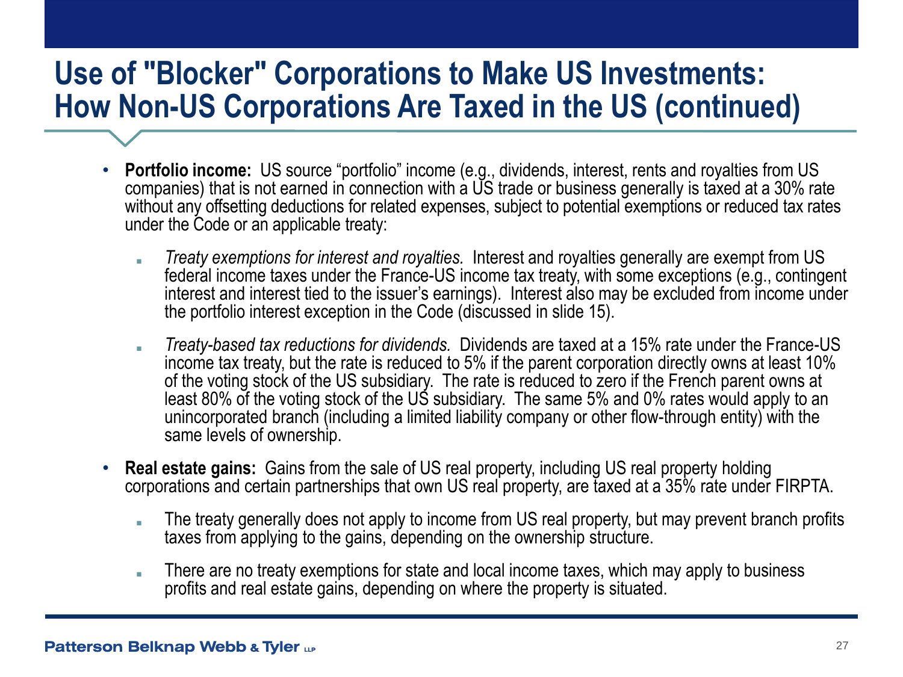# Use of "Blocker" Corporations to Make US Investments: How Non-US Corporations Are Taxed in the US (continued)

- **Portfolio income:** US source "portfolio" income (e.g., dividends, interest, rents and royalties from US companies) that is not earned in connection with a US trade or business generally is taxed at a 30% rate without any offsetting deductions for related expenses, subject to potential exemptions or reduced tax rates under the Code or an applicable treaty:
  - *Treaty exemptions for interest and royalties.* Interest and royalties generally are exempt from US federal income taxes under the France-US income tax treaty, with some exceptions (e.g., contingent interest and interest tied to the issuer's earnings). Interest also may be excluded from income under the portfolio interest exception in the Code (discussed in slide 15).
  - *Treaty-based tax reductions for dividends.* Dividends are taxed at a 15% rate under the France-US income tax treaty, but the rate is reduced to 5% if the parent corporation directly owns at least 10% of the voting stock of the US subsidiary. The rate is reduced to zero if the French parent owns at least 80% of the voting stock of the US subsidiary. The same 5% and 0% rates would apply to an unincorporated branch (including a limited liability company or other flow-through entity) with the same levels of ownership.
- **Real estate gains:** Gains from the sale of US real property, including US real property holding corporations and certain partnerships that own US real property, are taxed at a 35% rate under FIRPTA.
  - The treaty generally does not apply to income from US real property, but may prevent branch profits taxes from applying to the gains, depending on the ownership structure.
  - There are no treaty exemptions for state and local income taxes, which may apply to business profits and real estate gains, depending on where the property is situated.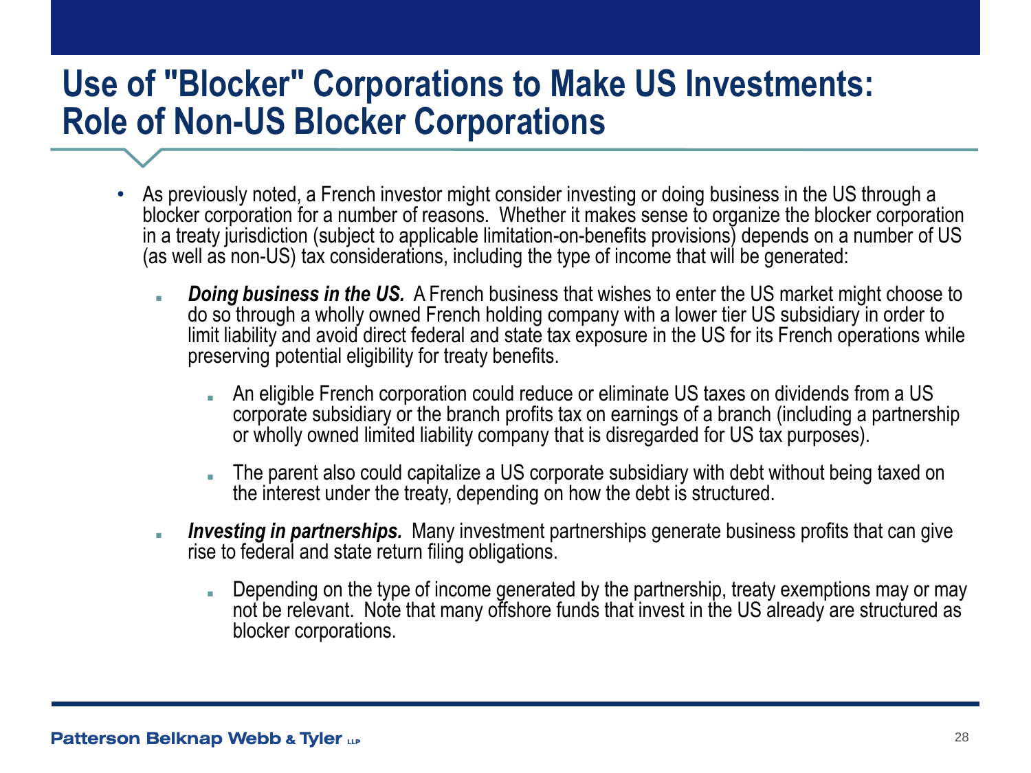# Use of "Blocker" Corporations to Make US Investments: Role of Non-US Blocker Corporations

- As previously noted, a French investor might consider investing or doing business in the US through a blocker corporation for a number of reasons. Whether it makes sense to organize the blocker corporation in a treaty jurisdiction (subject to applicable limitation-on-benefits provisions) depends on a number of US (as well as non-US) tax considerations, including the type of income that will be generated:
  - ***Doing business in the US.*** A French business that wishes to enter the US market might choose to do so through a wholly owned French holding company with a lower tier US subsidiary in order to limit liability and avoid direct federal and state tax exposure in the US for its French operations while preserving potential eligibility for treaty benefits.
    - An eligible French corporation could reduce or eliminate US taxes on dividends from a US corporate subsidiary or the branch profits tax on earnings of a branch (including a partnership or wholly owned limited liability company that is disregarded for US tax purposes).
    - The parent also could capitalize a US corporate subsidiary with debt without being taxed on the interest under the treaty, depending on how the debt is structured.
  - ***Investing in partnerships.*** Many investment partnerships generate business profits that can give rise to federal and state return filing obligations.
    - Depending on the type of income generated by the partnership, treaty exemptions may or may not be relevant. Note that many offshore funds that invest in the US already are structured as blocker corporations.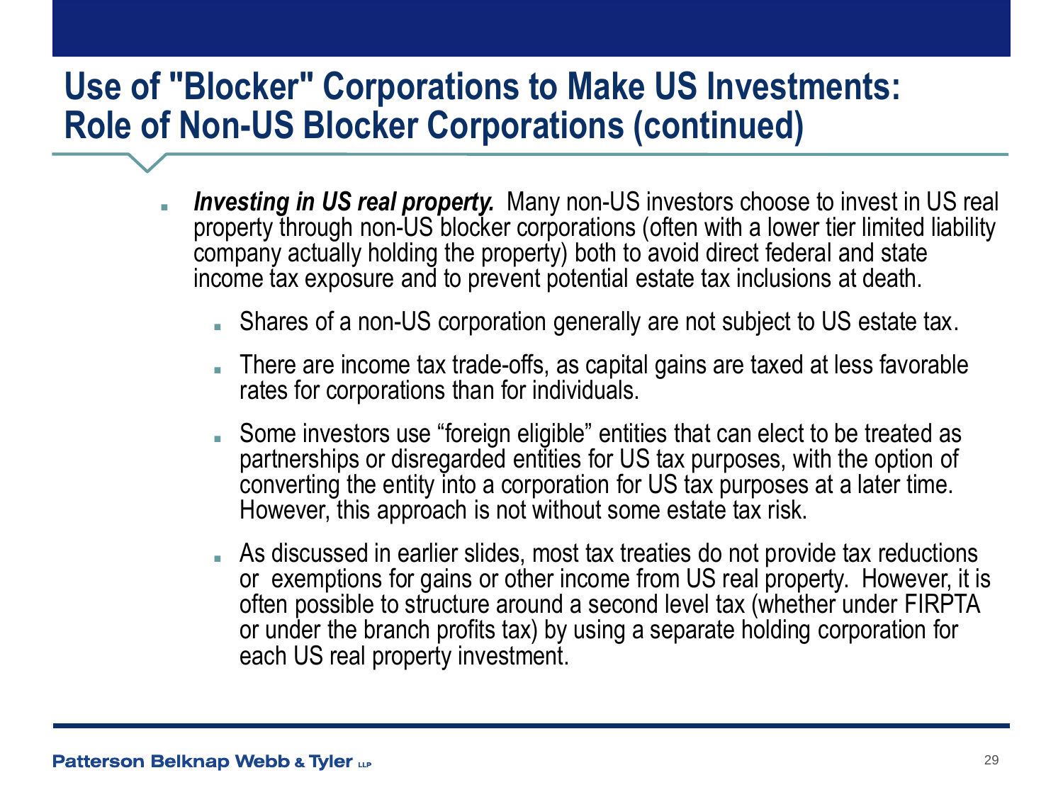# Use of "Blocker" Corporations to Make US Investments: Role of Non-US Blocker Corporations (continued)

- ***Investing in US real property.*** Many non-US investors choose to invest in US real property through non-US blocker corporations (often with a lower tier limited liability company actually holding the property) both to avoid direct federal and state income tax exposure and to prevent potential estate tax inclusions at death.
  - Shares of a non-US corporation generally are not subject to US estate tax.
  - There are income tax trade-offs, as capital gains are taxed at less favorable rates for corporations than for individuals.
  - Some investors use "foreign eligible" entities that can elect to be treated as partnerships or disregarded entities for US tax purposes, with the option of converting the entity into a corporation for US tax purposes at a later time. However, this approach is not without some estate tax risk.
  - As discussed in earlier slides, most tax treaties do not provide tax reductions or exemptions for gains or other income from US real property. However, it is often possible to structure around a second level tax (whether under FIRPTA or under the branch profits tax) by using a separate holding corporation for each US real property investment.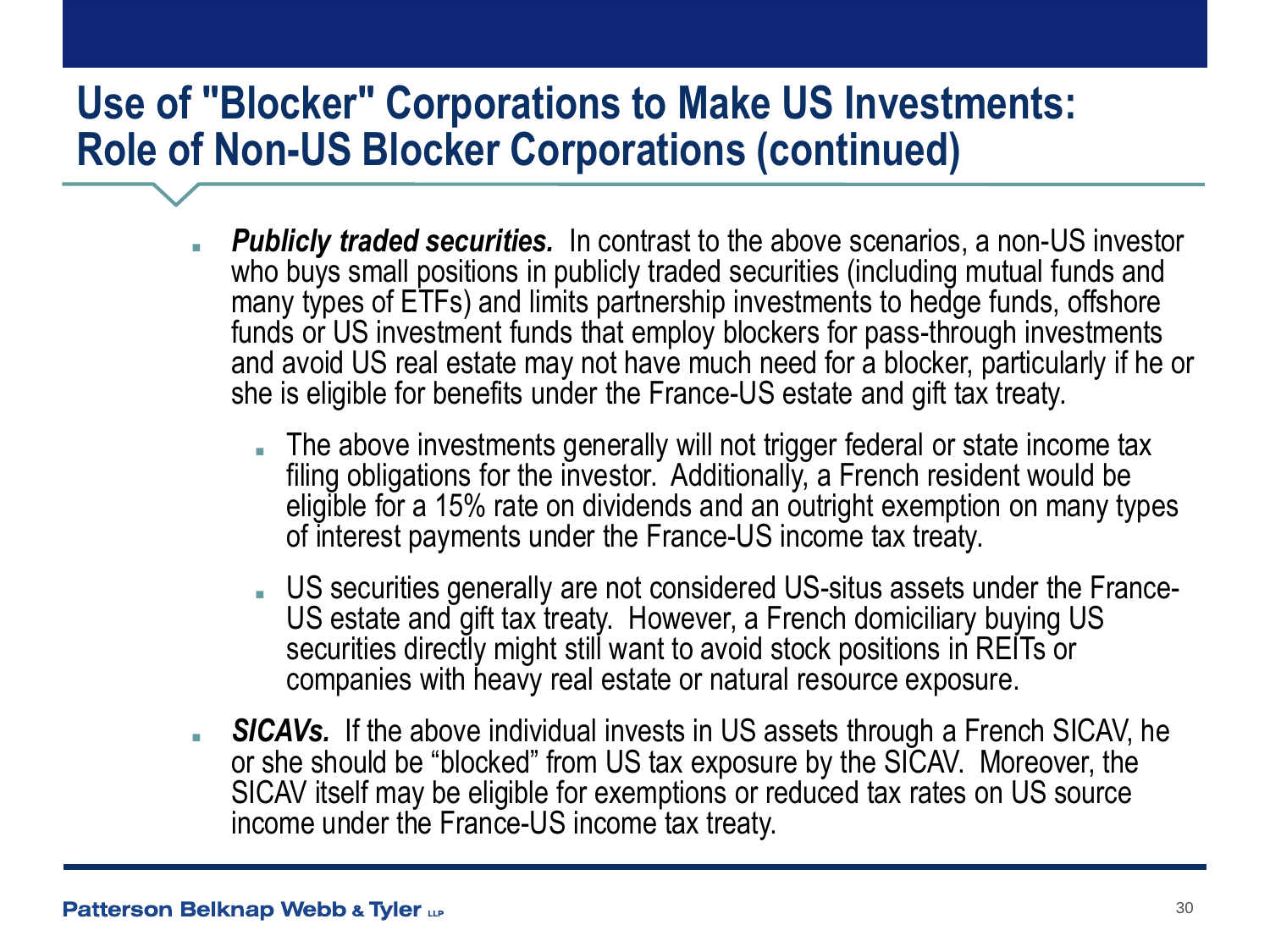# Use of "Blocker" Corporations to Make US Investments: Role of Non-US Blocker Corporations (continued)

- ***Publicly traded securities.*** In contrast to the above scenarios, a non-US investor who buys small positions in publicly traded securities (including mutual funds and many types of ETFs) and limits partnership investments to hedge funds, offshore funds or US investment funds that employ blockers for pass-through investments and avoid US real estate may not have much need for a blocker, particularly if he or she is eligible for benefits under the France-US estate and gift tax treaty.
  - The above investments generally will not trigger federal or state income tax filing obligations for the investor. Additionally, a French resident would be eligible for a 15% rate on dividends and an outright exemption on many types of interest payments under the France-US income tax treaty.
  - US securities generally are not considered US-situs assets under the France-US estate and gift tax treaty. However, a French domiciliary buying US securities directly might still want to avoid stock positions in REITs or companies with heavy real estate or natural resource exposure.
- ***SICAVs.*** If the above individual invests in US assets through a French SICAV, he or she should be "blocked" from US tax exposure by the SICAV. Moreover, the SICAV itself may be eligible for exemptions or reduced tax rates on US source income under the France-US income tax treaty.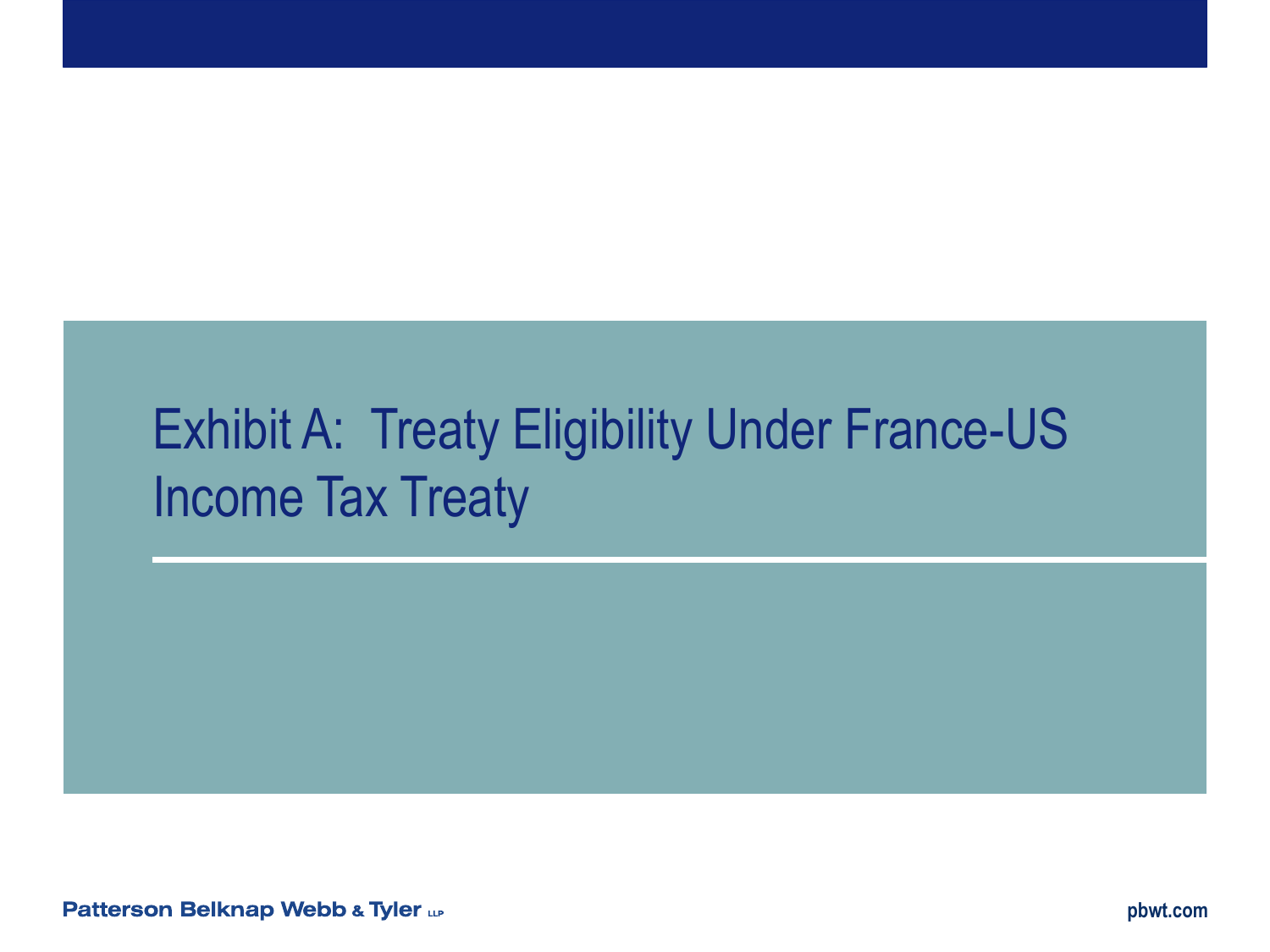# Exhibit A: Treaty Eligibility Under France-US Income Tax Treaty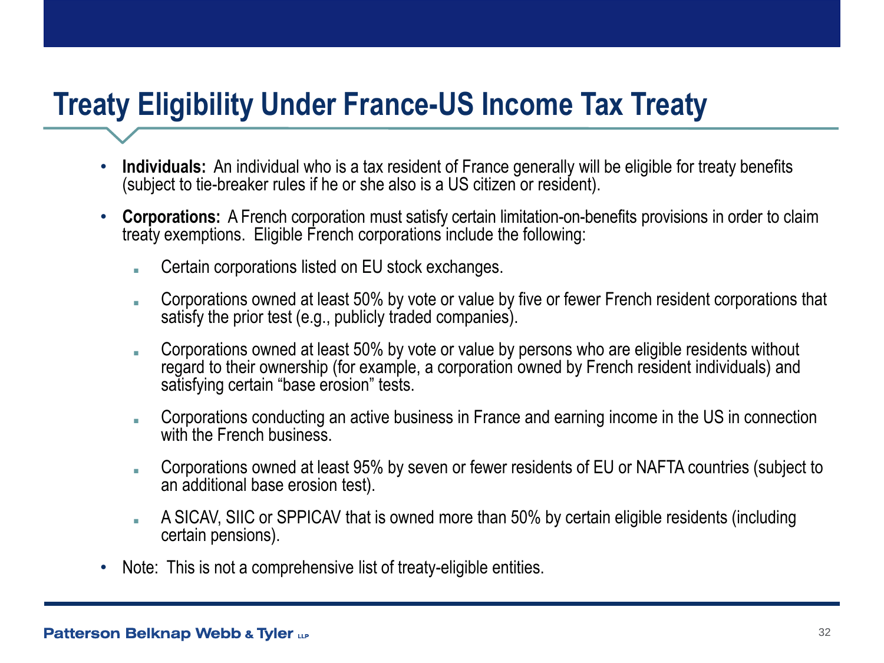# Treaty Eligibility Under France-US Income Tax Treaty

- **Individuals:** An individual who is a tax resident of France generally will be eligible for treaty benefits (subject to tie-breaker rules if he or she also is a US citizen or resident).
- **Corporations:** A French corporation must satisfy certain limitation-on-benefits provisions in order to claim treaty exemptions. Eligible French corporations include the following:
  - Certain corporations listed on EU stock exchanges.
  - Corporations owned at least 50% by vote or value by five or fewer French resident corporations that satisfy the prior test (e.g., publicly traded companies).
  - Corporations owned at least 50% by vote or value by persons who are eligible residents without regard to their ownership (for example, a corporation owned by French resident individuals) and satisfying certain "base erosion" tests.
  - Corporations conducting an active business in France and earning income in the US in connection with the French business.
  - Corporations owned at least 95% by seven or fewer residents of EU or NAFTA countries (subject to an additional base erosion test).
  - A SICAV, SIIC or SPPICAV that is owned more than 50% by certain eligible residents (including certain pensions).
- Note: This is not a comprehensive list of treaty-eligible entities.